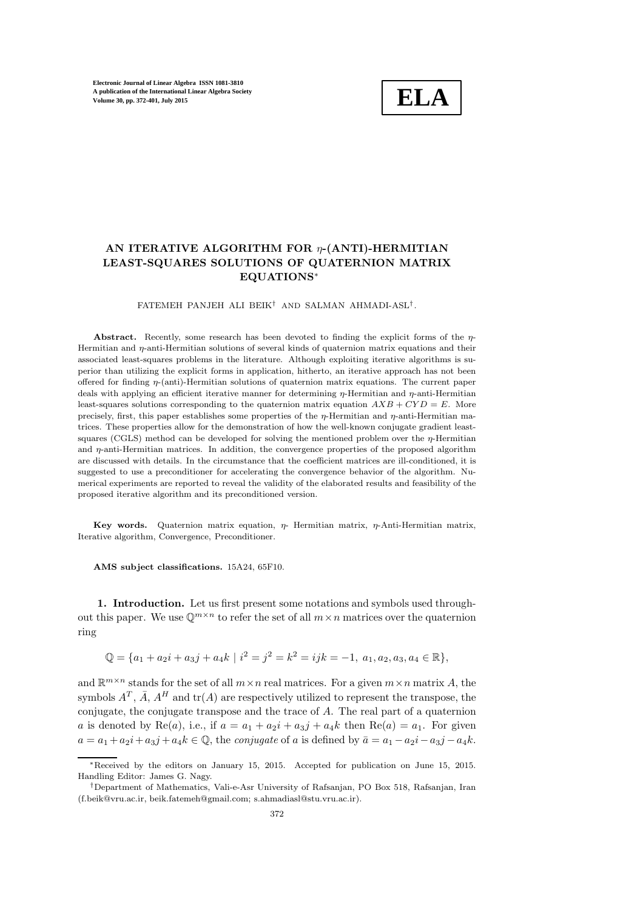# AN ITERATIVE ALGORITHM FOR $\eta$-(ANTI)-HERMITIAN LEAST-SQUARES SOLUTIONS OF QUATERNION MATRIX EQUATIONS*

FATEMEH PANJEH ALI BEIK† AND SALMAN AHMADI-ASL†.

**Abstract.** Recently, some research has been devoted to finding the explicit forms of the $\eta$-Hermitian and $\eta$-anti-Hermitian solutions of several kinds of quaternion matrix equations and their associated least-squares problems in the literature. Although exploiting iterative algorithms is superior than utilizing the explicit forms in application, hitherto, an iterative approach has not been offered for finding $\eta$-(anti)-Hermitian solutions of quaternion matrix equations. The current paper deals with applying an efficient iterative manner for determining $\eta$-Hermitian and $\eta$-anti-Hermitian least-squares solutions corresponding to the quaternion matrix equation $AXB + CYD = E$. More precisely, first, this paper establishes some properties of the $\eta$-Hermitian and $\eta$-anti-Hermitian matrices. These properties allow for the demonstration of how the well-known conjugate gradient least-squares (CGLS) method can be developed for solving the mentioned problem over the $\eta$-Hermitian and $\eta$-anti-Hermitian matrices. In addition, the convergence properties of the proposed algorithm are discussed with details. In the circumstance that the coefficient matrices are ill-conditioned, it is suggested to use a preconditioner for accelerating the convergence behavior of the algorithm. Numerical experiments are reported to reveal the validity of the elaborated results and feasibility of the proposed iterative algorithm and its preconditioned version.

**Key words.** Quaternion matrix equation, $\eta$- Hermitian matrix, $\eta$-Anti-Hermitian matrix, Iterative algorithm, Convergence, Preconditioner.

**AMS subject classifications.** 15A24, 65F10.

**1. Introduction.** Let us first present some notations and symbols used throughout this paper. We use $\mathbb{Q}^{m\times n}$ to refer the set of all $m \times n$ matrices over the quaternion ring

$$\mathbb{Q} = \{a_1 + a_2 i + a_3 j + a_4 k \mid i^2 = j^2 = k^2 = ijk = -1,\ a_1, a_2, a_3, a_4 \in \mathbb{R}\},$$

and $\mathbb{R}^{m\times n}$ stands for the set of all $m \times n$ real matrices. For a given $m \times n$ matrix $A$, the symbols $A^T$, $\bar{A}$, $A^H$ and $\mathrm{tr}(A)$ are respectively utilized to represent the transpose, the conjugate, the conjugate transpose and the trace of $A$. The real part of a quaternion $a$ is denoted by $\mathrm{Re}(a)$, i.e., if $a = a_1 + a_2 i + a_3 j + a_4 k$ then $\mathrm{Re}(a) = a_1$. For given $a = a_1 + a_2 i + a_3 j + a_4 k \in \mathbb{Q}$, the *conjugate* of $a$ is defined by $\bar{a} = a_1 - a_2 i - a_3 j - a_4 k$.

*Received by the editors on January 15, 2015. Accepted for publication on June 15, 2015. Handling Editor: James G. Nagy.

†Department of Mathematics, Vali-e-Asr University of Rafsanjan, PO Box 518, Rafsanjan, Iran (f.beik@vru.ac.ir, beik.fatemeh@gmail.com; s.ahmadiasl@stu.vru.ac.ir).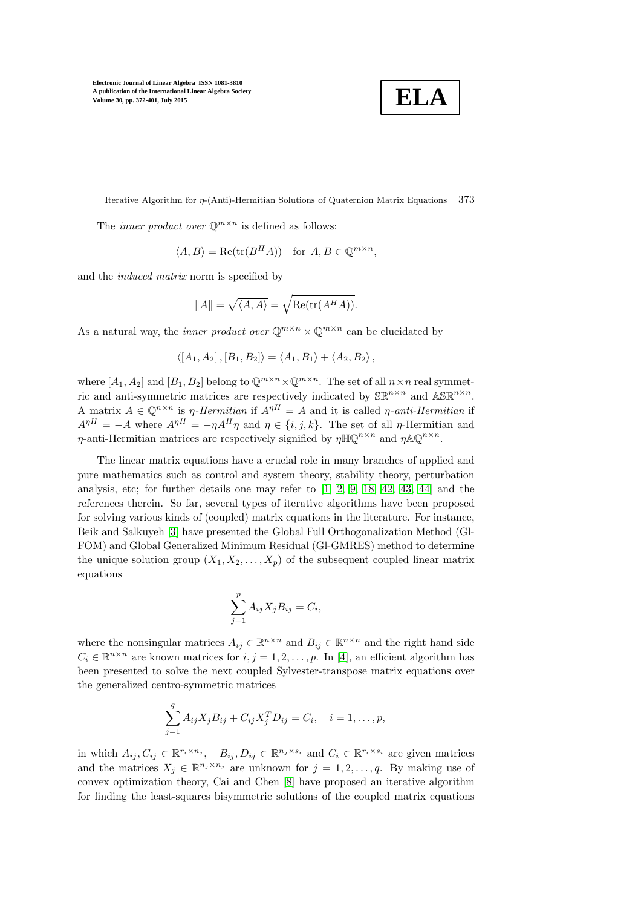The *inner product over* $\mathbb{Q}^{m\times n}$ is defined as follows:

$$\langle A, B\rangle = \mathrm{Re}(\mathrm{tr}(B^H A)) \quad \text{for } A, B \in \mathbb{Q}^{m\times n},$$

and the *induced matrix* norm is specified by

$$\|A\| = \sqrt{\langle A, A\rangle} = \sqrt{\mathrm{Re}(\mathrm{tr}(A^H A))}.$$

As a natural way, the *inner product over* $\mathbb{Q}^{m\times n} \times \mathbb{Q}^{m\times n}$ can be elucidated by

$$\langle [A_1, A_2], [B_1, B_2]\rangle = \langle A_1, B_1\rangle + \langle A_2, B_2\rangle,$$

where $[A_1, A_2]$ and $[B_1, B_2]$ belong to $\mathbb{Q}^{m\times n}\times\mathbb{Q}^{m\times n}$. The set of all $n\times n$ real symmetric and anti-symmetric matrices are respectively indicated by $\mathbb{SR}^{n\times n}$ and $\mathbb{ASR}^{n\times n}$. A matrix $A \in \mathbb{Q}^{n\times n}$ is $\eta$-*Hermitian* if $A^{\eta H} = A$ and it is called $\eta$-*anti-Hermitian* if $A^{\eta H} = -A$ where $A^{\eta H} = -\eta A^H \eta$ and $\eta \in \{i, j, k\}$. The set of all $\eta$-Hermitian and $\eta$-anti-Hermitian matrices are respectively signified by $\eta\mathbb{HQ}^{n\times n}$ and $\eta\mathbb{AQ}^{n\times n}$.

The linear matrix equations have a crucial role in many branches of applied and pure mathematics such as control and system theory, stability theory, perturbation analysis, etc; for further details one may refer to [1, 2, 9, 18, 42, 43, 44] and the references therein. So far, several types of iterative algorithms have been proposed for solving various kinds of (coupled) matrix equations in the literature. For instance, Beik and Salkuyeh [3] have presented the Global Full Orthogonalization Method (Gl-FOM) and Global Generalized Minimum Residual (Gl-GMRES) method to determine the unique solution group $(X_1, X_2, \ldots, X_p)$ of the subsequent coupled linear matrix equations

$$\sum_{j=1}^{p} A_{ij} X_j B_{ij} = C_i,$$

where the nonsingular matrices $A_{ij} \in \mathbb{R}^{n\times n}$ and $B_{ij} \in \mathbb{R}^{n\times n}$ and the right hand side $C_i \in \mathbb{R}^{n\times n}$ are known matrices for $i, j = 1, 2, \ldots, p$. In [4], an efficient algorithm has been presented to solve the next coupled Sylvester-transpose matrix equations over the generalized centro-symmetric matrices

$$\sum_{j=1}^{q} A_{ij} X_j B_{ij} + C_{ij} X_j^T D_{ij} = C_i, \quad i = 1, \ldots, p,$$

in which $A_{ij}, C_{ij} \in \mathbb{R}^{r_i\times n_j}$, $B_{ij}, D_{ij} \in \mathbb{R}^{n_j\times s_i}$ and $C_i \in \mathbb{R}^{r_i\times s_i}$ are given matrices and the matrices $X_j \in \mathbb{R}^{n_j\times n_j}$ are unknown for $j = 1, 2, \ldots, q$. By making use of convex optimization theory, Cai and Chen [8] have proposed an iterative algorithm for finding the least-squares bisymmetric solutions of the coupled matrix equations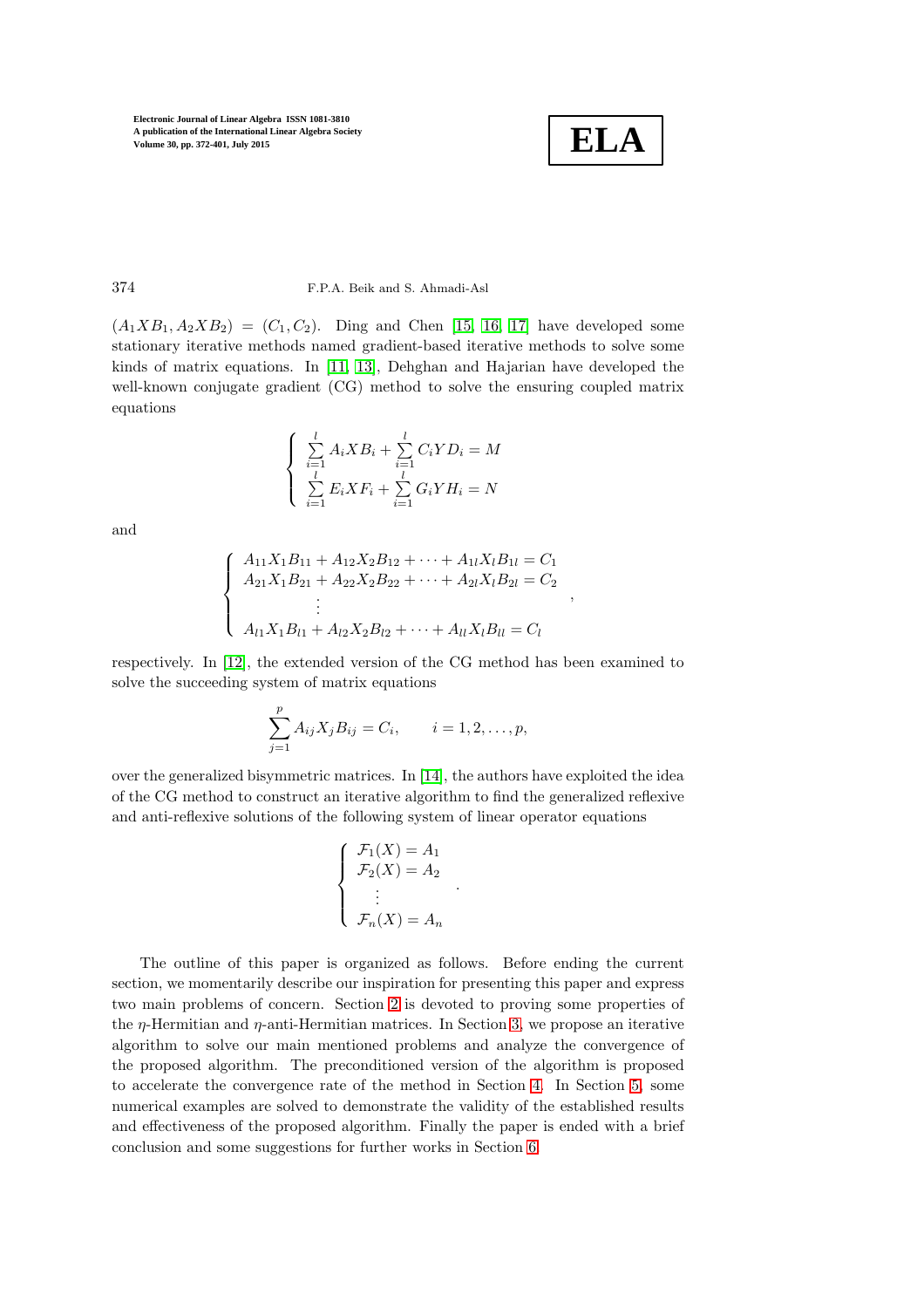$(A_1XB_1, A_2XB_2) = (C_1, C_2)$. Ding and Chen [15, 16, 17] have developed some stationary iterative methods named gradient-based iterative methods to solve some kinds of matrix equations. In [11, 13], Dehghan and Hajarian have developed the well-known conjugate gradient (CG) method to solve the ensuring coupled matrix equations

$$
\begin{cases}
\sum\limits_{i=1}^{l} A_i X B_i + \sum\limits_{i=1}^{l} C_i Y D_i = M \\
\sum\limits_{i=1}^{l} E_i X F_i + \sum\limits_{i=1}^{l} G_i Y H_i = N
\end{cases}
$$

and

$$
\begin{cases}
A_{11}X_1B_{11} + A_{12}X_2B_{12} + \cdots + A_{1l}X_lB_{1l} = C_1 \\
A_{21}X_1B_{21} + A_{22}X_2B_{22} + \cdots + A_{2l}X_lB_{2l} = C_2 \\
\qquad\qquad \vdots \\
A_{l1}X_1B_{l1} + A_{l2}X_2B_{l2} + \cdots + A_{ll}X_lB_{ll} = C_l
\end{cases},
$$

respectively. In [12], the extended version of the CG method has been examined to solve the succeeding system of matrix equations

$$
\sum_{j=1}^{p} A_{ij} X_j B_{ij} = C_i, \qquad i = 1, 2, \ldots, p,
$$

over the generalized bisymmetric matrices. In [14], the authors have exploited the idea of the CG method to construct an iterative algorithm to find the generalized reflexive and anti-reflexive solutions of the following system of linear operator equations

$$
\begin{cases}
\mathcal{F}_1(X) = A_1 \\
\mathcal{F}_2(X) = A_2 \\
\quad \vdots \\
\mathcal{F}_n(X) = A_n
\end{cases}.
$$

The outline of this paper is organized as follows. Before ending the current section, we momentarily describe our inspiration for presenting this paper and express two main problems of concern. Section 2 is devoted to proving some properties of the $\eta$-Hermitian and $\eta$-anti-Hermitian matrices. In Section 3, we propose an iterative algorithm to solve our main mentioned problems and analyze the convergence of the proposed algorithm. The preconditioned version of the algorithm is proposed to accelerate the convergence rate of the method in Section 4. In Section 5, some numerical examples are solved to demonstrate the validity of the established results and effectiveness of the proposed algorithm. Finally the paper is ended with a brief conclusion and some suggestions for further works in Section 6.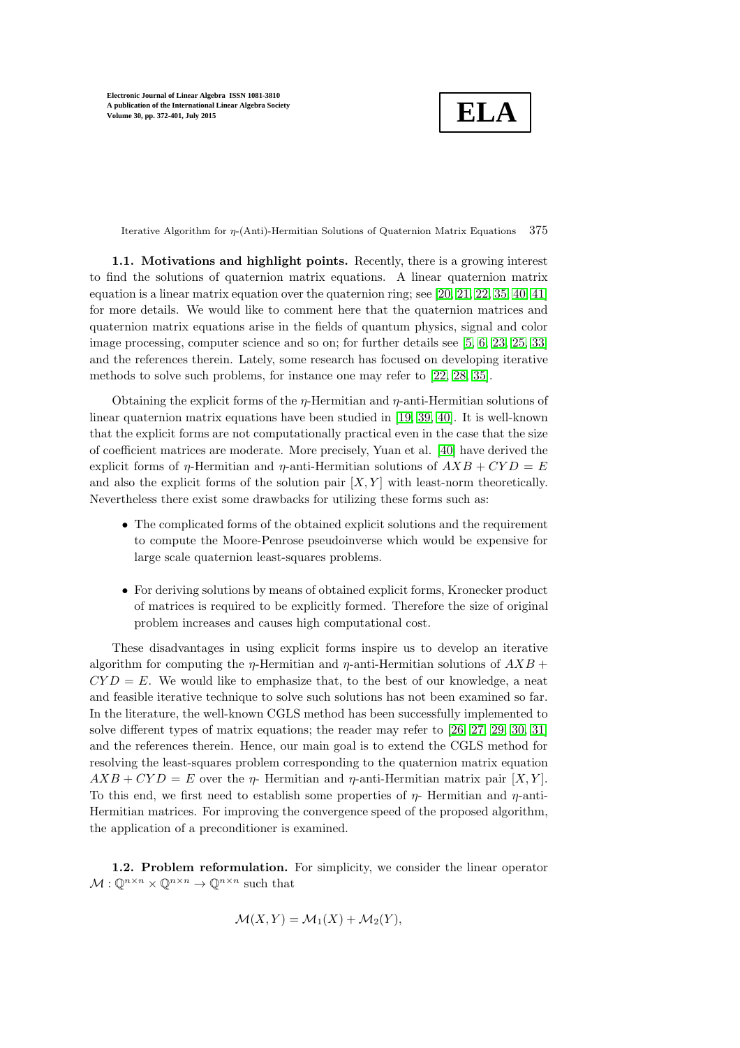### 1.1. Motivations and highlight points.

Recently, there is a growing interest to find the solutions of quaternion matrix equations. A linear quaternion matrix equation is a linear matrix equation over the quaternion ring; see [20, 21, 22, 35, 40, 41] for more details. We would like to comment here that the quaternion matrices and quaternion matrix equations arise in the fields of quantum physics, signal and color image processing, computer science and so on; for further details see [5, 6, 23, 25, 33] and the references therein. Lately, some research has focused on developing iterative methods to solve such problems, for instance one may refer to [22, 28, 35].

Obtaining the explicit forms of the $\eta$-Hermitian and $\eta$-anti-Hermitian solutions of linear quaternion matrix equations have been studied in [19, 39, 40]. It is well-known that the explicit forms are not computationally practical even in the case that the size of coefficient matrices are moderate. More precisely, Yuan et al. [40] have derived the explicit forms of $\eta$-Hermitian and $\eta$-anti-Hermitian solutions of $AXB + CYD = E$ and also the explicit forms of the solution pair $[X, Y]$ with least-norm theoretically. Nevertheless there exist some drawbacks for utilizing these forms such as:

- The complicated forms of the obtained explicit solutions and the requirement to compute the Moore-Penrose pseudoinverse which would be expensive for large scale quaternion least-squares problems.
- For deriving solutions by means of obtained explicit forms, Kronecker product of matrices is required to be explicitly formed. Therefore the size of original problem increases and causes high computational cost.

These disadvantages in using explicit forms inspire us to develop an iterative algorithm for computing the $\eta$-Hermitian and $\eta$-anti-Hermitian solutions of $AXB + CYD = E$. We would like to emphasize that, to the best of our knowledge, a neat and feasible iterative technique to solve such solutions has not been examined so far. In the literature, the well-known CGLS method has been successfully implemented to solve different types of matrix equations; the reader may refer to [26, 27, 29, 30, 31] and the references therein. Hence, our main goal is to extend the CGLS method for resolving the least-squares problem corresponding to the quaternion matrix equation $AXB + CYD = E$ over the $\eta$- Hermitian and $\eta$-anti-Hermitian matrix pair $[X, Y]$. To this end, we first need to establish some properties of $\eta$- Hermitian and $\eta$-anti-Hermitian matrices. For improving the convergence speed of the proposed algorithm, the application of a preconditioner is examined.

### 1.2. Problem reformulation.

For simplicity, we consider the linear operator $\mathcal{M} : \mathbb{Q}^{n\times n} \times \mathbb{Q}^{n\times n} \to \mathbb{Q}^{n\times n}$ such that

$$\mathcal{M}(X, Y) = \mathcal{M}_1(X) + \mathcal{M}_2(Y),$$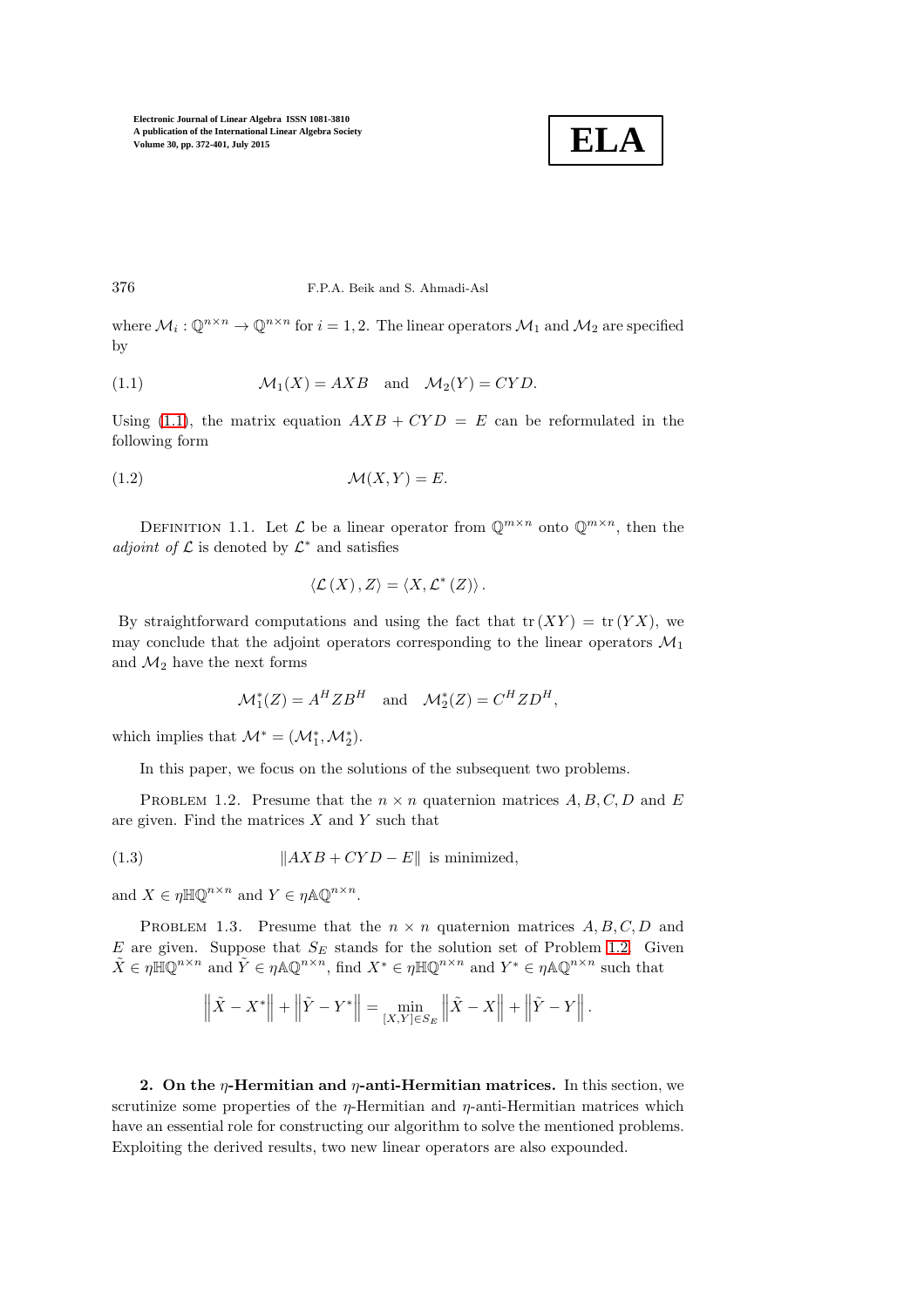where $\mathcal{M}_i : \mathbb{Q}^{n\times n} \to \mathbb{Q}^{n\times n}$ for $i = 1, 2$. The linear operators $\mathcal{M}_1$ and $\mathcal{M}_2$ are specified by

$$\mathcal{M}_1(X) = AXB \quad \text{and} \quad \mathcal{M}_2(Y) = CYD. \tag{1.1}$$

Using (1.1), the matrix equation $AXB + CYD = E$ can be reformulated in the following form

$$\mathcal{M}(X, Y) = E. \tag{1.2}$$

Definition 1.1. Let $\mathcal{L}$ be a linear operator from $\mathbb{Q}^{m\times n}$ onto $\mathbb{Q}^{m\times n}$, then the *adjoint of* $\mathcal{L}$ is denoted by $\mathcal{L}^*$ and satisfies

$$\langle \mathcal{L}(X), Z\rangle = \langle X, \mathcal{L}^*(Z)\rangle.$$

By straightforward computations and using the fact that $\operatorname{tr}(XY) = \operatorname{tr}(YX)$, we may conclude that the adjoint operators corresponding to the linear operators $\mathcal{M}_1$ and $\mathcal{M}_2$ have the next forms

$$\mathcal{M}_1^*(Z) = A^H Z B^H \quad \text{and} \quad \mathcal{M}_2^*(Z) = C^H Z D^H,$$

which implies that $\mathcal{M}^* = (\mathcal{M}_1^*, \mathcal{M}_2^*)$.

In this paper, we focus on the solutions of the subsequent two problems.

Problem 1.2. Presume that the $n \times n$ quaternion matrices $A, B, C, D$ and $E$ are given. Find the matrices $X$ and $Y$ such that

$$\|AXB + CYD - E\| \text{ is minimized,} \tag{1.3}$$

and $X \in \eta\mathbb{HQ}^{n\times n}$ and $Y \in \eta\mathbb{AQ}^{n\times n}$.

Problem 1.3. Presume that the $n \times n$ quaternion matrices $A, B, C, D$ and $E$ are given. Suppose that $S_E$ stands for the solution set of Problem 1.2. Given $\tilde{X} \in \eta\mathbb{HQ}^{n\times n}$ and $\tilde{Y} \in \eta\mathbb{AQ}^{n\times n}$, find $X^* \in \eta\mathbb{HQ}^{n\times n}$ and $Y^* \in \eta\mathbb{AQ}^{n\times n}$ such that

$$\left\|\tilde{X} - X^*\right\| + \left\|\tilde{Y} - Y^*\right\| = \min_{[X,Y]\in S_E} \left\|\tilde{X} - X\right\| + \left\|\tilde{Y} - Y\right\|.$$

## 2. On the $\eta$-Hermitian and $\eta$-anti-Hermitian matrices.

In this section, we scrutinize some properties of the $\eta$-Hermitian and $\eta$-anti-Hermitian matrices which have an essential role for constructing our algorithm to solve the mentioned problems. Exploiting the derived results, two new linear operators are also expounded.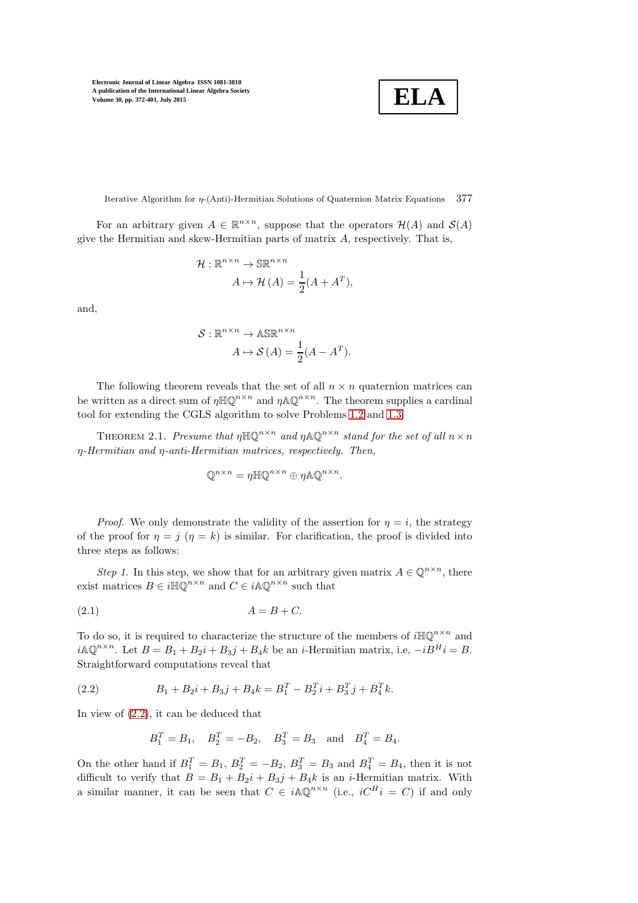For an arbitrary given $A \in \mathbb{R}^{n\times n}$, suppose that the operators $\mathcal{H}(A)$ and $\mathcal{S}(A)$ give the Hermitian and skew-Hermitian parts of matrix $A$, respectively. That is,

$$\mathcal{H} : \mathbb{R}^{n\times n} \to \mathbb{SR}^{n\times n}$$
$$A \mapsto \mathcal{H}(A) = \frac{1}{2}(A + A^T),$$

and,

$$\mathcal{S} : \mathbb{R}^{n\times n} \to \mathbb{ASR}^{n\times n}$$
$$A \mapsto \mathcal{S}(A) = \frac{1}{2}(A - A^T).$$

The following theorem reveals that the set of all $n \times n$ quaternion matrices can be written as a direct sum of $\eta\mathbb{HQ}^{n\times n}$ and $\eta\mathbb{AQ}^{n\times n}$. The theorem supplies a cardinal tool for extending the CGLS algorithm to solve Problems 1.2 and 1.3.

Theorem 2.1. *Presume that $\eta\mathbb{HQ}^{n\times n}$ and $\eta\mathbb{AQ}^{n\times n}$ stand for the set of all $n \times n$ $\eta$-Hermitian and $\eta$-anti-Hermitian matrices, respectively. Then,*

$$\mathbb{Q}^{n\times n} = \eta\mathbb{HQ}^{n\times n} \oplus \eta\mathbb{AQ}^{n\times n}.$$

*Proof*. We only demonstrate the validity of the assertion for $\eta = i$, the strategy of the proof for $\eta = j$ ($\eta = k$) is similar. For clarification, the proof is divided into three steps as follows:

*Step 1.* In this step, we show that for an arbitrary given matrix $A \in \mathbb{Q}^{n\times n}$, there exist matrices $B \in i\mathbb{HQ}^{n\times n}$ and $C \in i\mathbb{AQ}^{n\times n}$ such that

$$A = B + C. \tag{2.1}$$

To do so, it is required to characterize the structure of the members of $i\mathbb{HQ}^{n\times n}$ and $i\mathbb{AQ}^{n\times n}$. Let $B = B_1 + B_2 i + B_3 j + B_4 k$ be an $i$-Hermitian matrix, i.e, $-iB^H i = B$. Straightforward computations reveal that

$$B_1 + B_2 i + B_3 j + B_4 k = B_1^T - B_2^T i + B_3^T j + B_4^T k. \tag{2.2}$$

In view of (2.2), it can be deduced that

$$B_1^T = B_1, \quad B_2^T = -B_2, \quad B_3^T = B_3 \quad \text{and} \quad B_4^T = B_4.$$

On the other hand if $B_1^T = B_1$, $B_2^T = -B_2$, $B_3^T = B_3$ and $B_4^T = B_4$, then it is not difficult to verify that $B = B_1 + B_2 i + B_3 j + B_4 k$ is an $i$-Hermitian matrix. With a similar manner, it can be seen that $C \in i\mathbb{AQ}^{n\times n}$ (i.e., $iC^H i = C$) if and only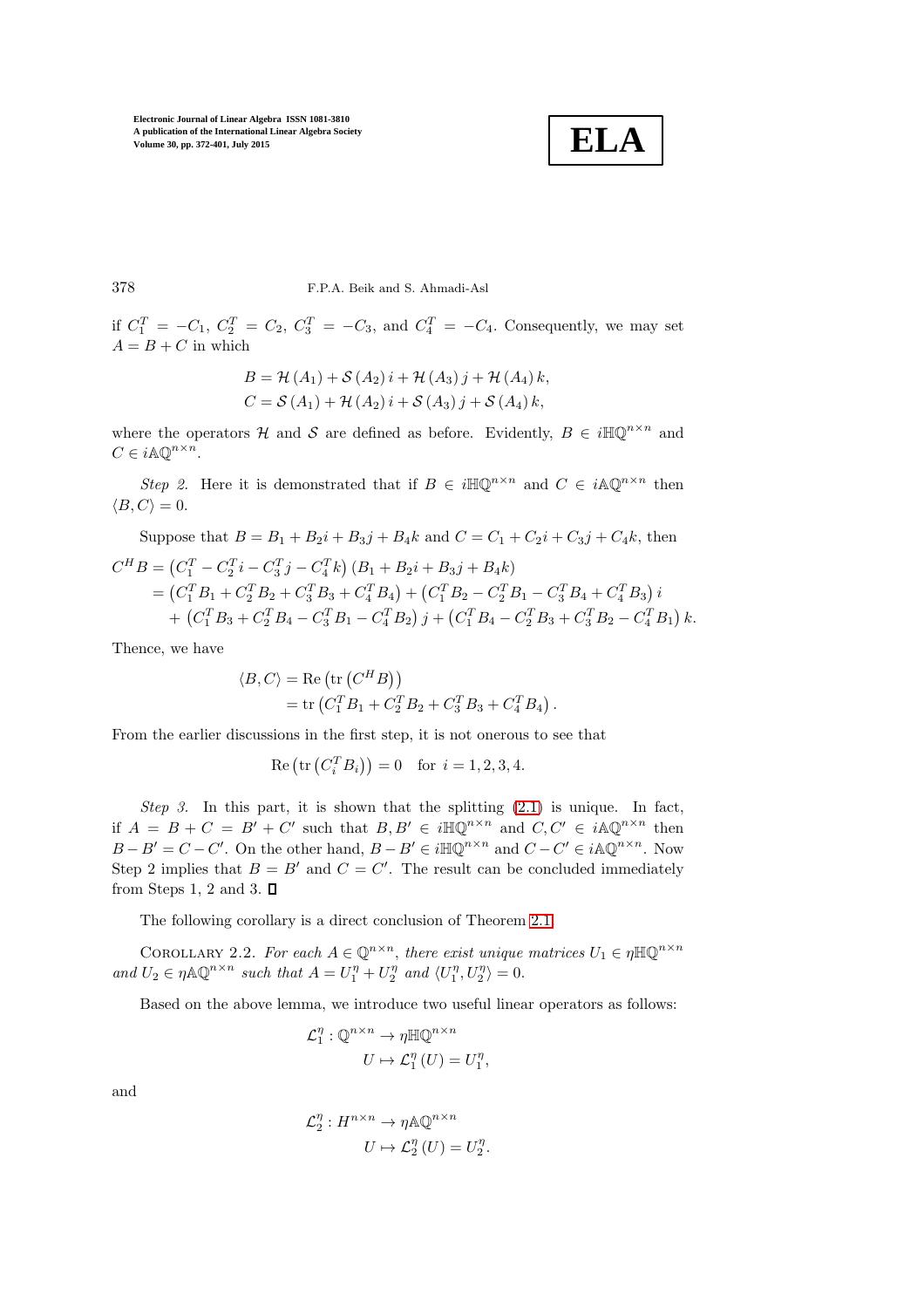if $C_1^T = -C_1$, $C_2^T = C_2$, $C_3^T = -C_3$, and $C_4^T = -C_4$. Consequently, we may set $A = B + C$ in which

$$B = \mathcal{H}(A_1) + \mathcal{S}(A_2)\,i + \mathcal{H}(A_3)\,j + \mathcal{H}(A_4)\,k,$$
$$C = \mathcal{S}(A_1) + \mathcal{H}(A_2)\,i + \mathcal{S}(A_3)\,j + \mathcal{S}(A_4)\,k,$$

where the operators $\mathcal{H}$ and $\mathcal{S}$ are defined as before. Evidently, $B \in i\mathbb{H}\mathbb{Q}^{n\times n}$ and $C \in i\mathbb{A}\mathbb{Q}^{n\times n}$.

*Step 2.* Here it is demonstrated that if $B \in i\mathbb{H}\mathbb{Q}^{n\times n}$ and $C \in i\mathbb{A}\mathbb{Q}^{n\times n}$ then $\langle B, C\rangle = 0$.

Suppose that $B = B_1 + B_2 i + B_3 j + B_4 k$ and $C = C_1 + C_2 i + C_3 j + C_4 k$, then

$$\begin{aligned}
C^H B &= \left(C_1^T - C_2^T i - C_3^T j - C_4^T k\right)\left(B_1 + B_2 i + B_3 j + B_4 k\right)\\
&= \left(C_1^T B_1 + C_2^T B_2 + C_3^T B_3 + C_4^T B_4\right) + \left(C_1^T B_2 - C_2^T B_1 - C_3^T B_4 + C_4^T B_3\right) i\\
&\quad + \left(C_1^T B_3 + C_2^T B_4 - C_3^T B_1 - C_4^T B_2\right) j + \left(C_1^T B_4 - C_2^T B_3 + C_3^T B_2 - C_4^T B_1\right) k.
\end{aligned}$$

Thence, we have

$$\begin{aligned}
\langle B, C\rangle &= \mathrm{Re}\left(\mathrm{tr}\left(C^H B\right)\right)\\
&= \mathrm{tr}\left(C_1^T B_1 + C_2^T B_2 + C_3^T B_3 + C_4^T B_4\right).
\end{aligned}$$

From the earlier discussions in the first step, it is not onerous to see that

$$\mathrm{Re}\left(\mathrm{tr}\left(C_i^T B_i\right)\right) = 0 \quad \text{for } i = 1, 2, 3, 4.$$

*Step 3.* In this part, it is shown that the splitting (2.1) is unique. In fact, if $A = B + C = B' + C'$ such that $B, B' \in i\mathbb{H}\mathbb{Q}^{n\times n}$ and $C, C' \in i\mathbb{A}\mathbb{Q}^{n\times n}$ then $B - B' = C - C'$. On the other hand, $B - B' \in i\mathbb{H}\mathbb{Q}^{n\times n}$ and $C - C' \in i\mathbb{A}\mathbb{Q}^{n\times n}$. Now Step 2 implies that $B = B'$ and $C = C'$. The result can be concluded immediately from Steps 1, 2 and 3. ∎

The following corollary is a direct conclusion of Theorem 2.1.

Corollary 2.2. *For each $A \in \mathbb{Q}^{n\times n}$, there exist unique matrices $U_1 \in \eta\mathbb{H}\mathbb{Q}^{n\times n}$ and $U_2 \in \eta\mathbb{A}\mathbb{Q}^{n\times n}$ such that $A = U_1^\eta + U_2^\eta$ and $\langle U_1^\eta, U_2^\eta\rangle = 0$.*

Based on the above lemma, we introduce two useful linear operators as follows:

$$\begin{aligned}
\mathcal{L}_1^\eta : \mathbb{Q}^{n\times n} &\to \eta\mathbb{H}\mathbb{Q}^{n\times n}\\
U &\mapsto \mathcal{L}_1^\eta(U) = U_1^\eta,
\end{aligned}$$

and

$$\begin{aligned}
\mathcal{L}_2^\eta : H^{n\times n} &\to \eta\mathbb{A}\mathbb{Q}^{n\times n}\\
U &\mapsto \mathcal{L}_2^\eta(U) = U_2^\eta.
\end{aligned}$$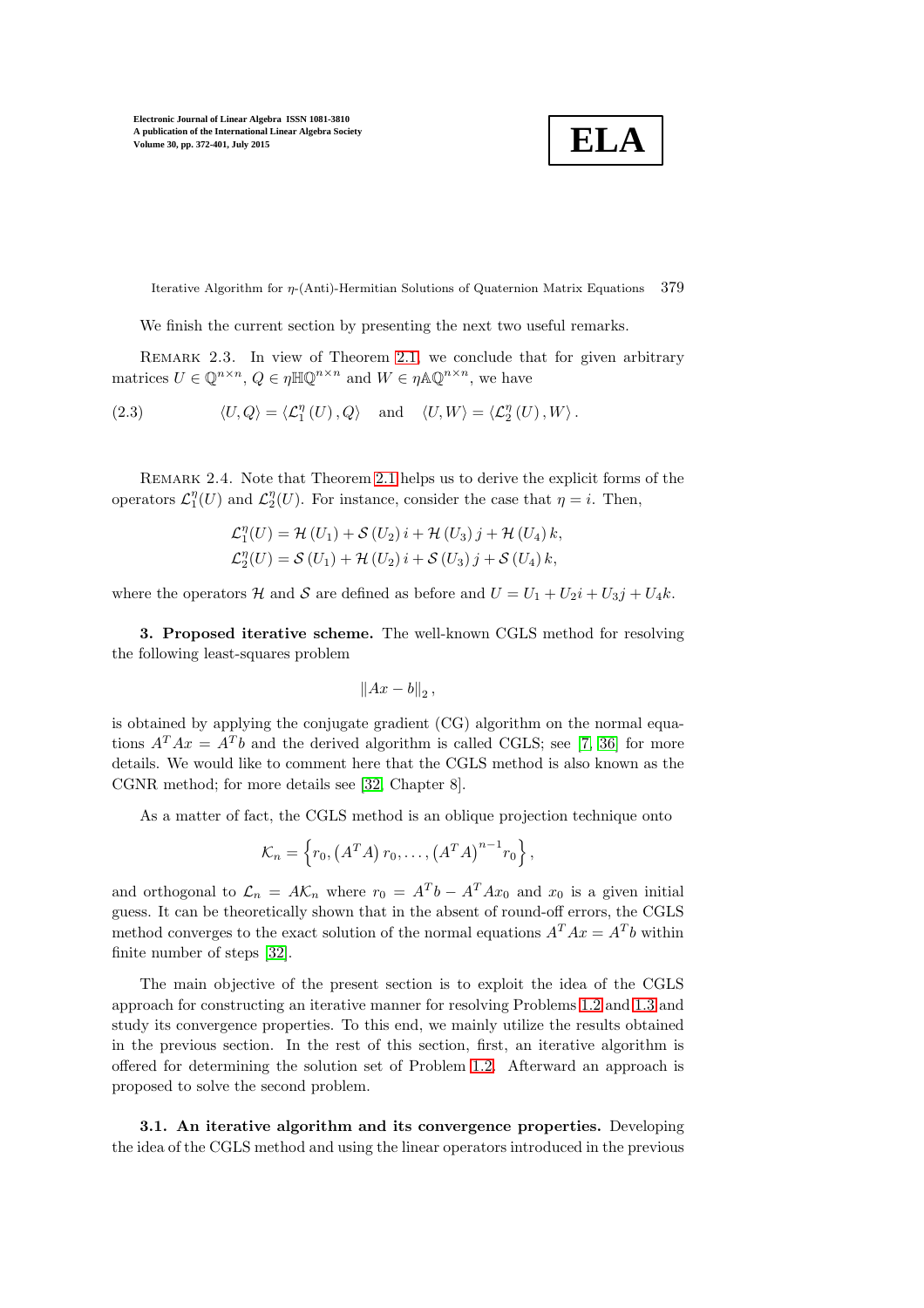We finish the current section by presenting the next two useful remarks.

Remark 2.3. In view of Theorem 2.1, we conclude that for given arbitrary matrices $U \in \mathbb{Q}^{n\times n}$, $Q \in \eta\mathbb{H}\mathbb{Q}^{n\times n}$ and $W \in \eta\mathbb{A}\mathbb{Q}^{n\times n}$, we have

$$
\langle U, Q\rangle = \langle \mathcal{L}_1^{\eta}(U), Q\rangle \quad \text{and} \quad \langle U, W\rangle = \langle \mathcal{L}_2^{\eta}(U), W\rangle . \tag{2.3}
$$

Remark 2.4. Note that Theorem 2.1 helps us to derive the explicit forms of the operators $\mathcal{L}_1^{\eta}(U)$ and $\mathcal{L}_2^{\eta}(U)$. For instance, consider the case that $\eta = i$. Then,

$$
\begin{aligned}
\mathcal{L}_1^{\eta}(U) &= \mathcal{H}(U_1) + \mathcal{S}(U_2)\, i + \mathcal{H}(U_3)\, j + \mathcal{H}(U_4)\, k,\\
\mathcal{L}_2^{\eta}(U) &= \mathcal{S}(U_1) + \mathcal{H}(U_2)\, i + \mathcal{S}(U_3)\, j + \mathcal{S}(U_4)\, k,
\end{aligned}
$$

where the operators $\mathcal{H}$ and $\mathcal{S}$ are defined as before and $U = U_1 + U_2 i + U_3 j + U_4 k$.

## 3. Proposed iterative scheme.

The well-known CGLS method for resolving the following least-squares problem

$$
\|Ax - b\|_2 ,
$$

is obtained by applying the conjugate gradient (CG) algorithm on the normal equations $A^T Ax = A^T b$ and the derived algorithm is called CGLS; see [7, 36] for more details. We would like to comment here that the CGLS method is also known as the CGNR method; for more details see [32, Chapter 8].

As a matter of fact, the CGLS method is an oblique projection technique onto

$$
\mathcal{K}_n = \left\{ r_0, \left(A^T A\right) r_0, \ldots, \left(A^T A\right)^{n-1} r_0 \right\},
$$

and orthogonal to $\mathcal{L}_n = A\mathcal{K}_n$ where $r_0 = A^T b - A^T A x_0$ and $x_0$ is a given initial guess. It can be theoretically shown that in the absent of round-off errors, the CGLS method converges to the exact solution of the normal equations $A^T Ax = A^T b$ within finite number of steps [32].

The main objective of the present section is to exploit the idea of the CGLS approach for constructing an iterative manner for resolving Problems 1.2 and 1.3 and study its convergence properties. To this end, we mainly utilize the results obtained in the previous section. In the rest of this section, first, an iterative algorithm is offered for determining the solution set of Problem 1.2. Afterward an approach is proposed to solve the second problem.

### 3.1. An iterative algorithm and its convergence properties.

Developing the idea of the CGLS method and using the linear operators introduced in the previous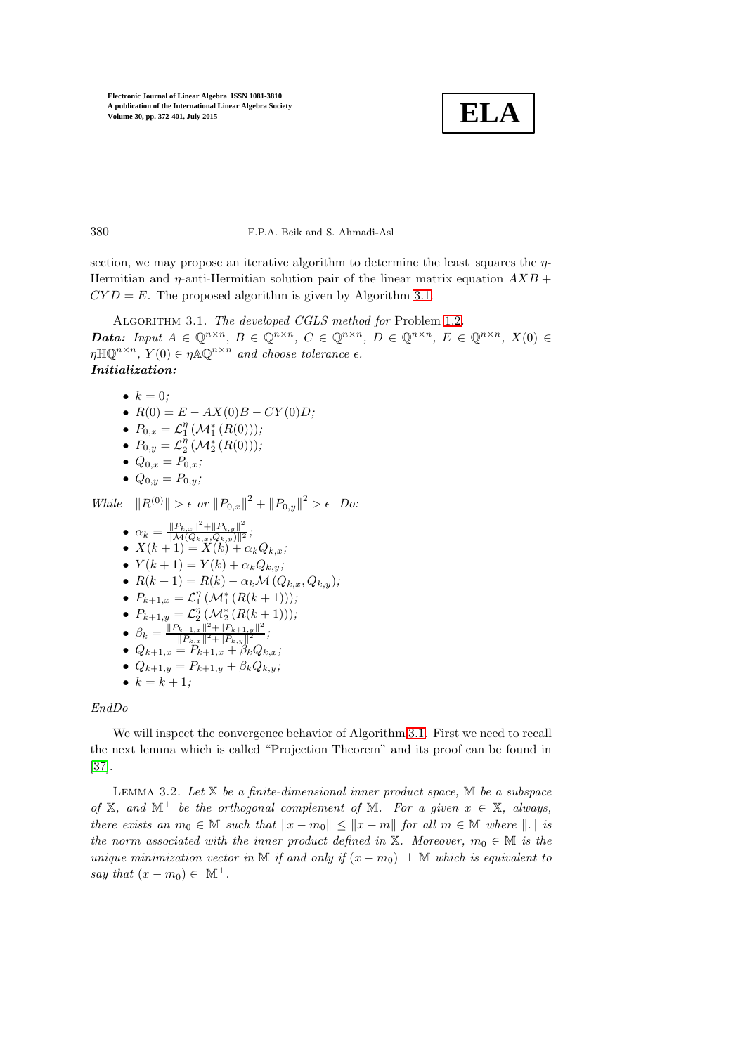section, we may propose an iterative algorithm to determine the least–squares the $\eta$-Hermitian and $\eta$-anti-Hermitian solution pair of the linear matrix equation $AXB + CYD = E$. The proposed algorithm is given by Algorithm 3.1.

ALGORITHM 3.1. *The developed CGLS method for* Problem 1.2.

***Data:*** *Input* $A \in \mathbb{Q}^{n\times n}$, $B \in \mathbb{Q}^{n\times n}$, $C \in \mathbb{Q}^{n\times n}$, $D \in \mathbb{Q}^{n\times n}$, $E \in \mathbb{Q}^{n\times n}$, $X(0) \in \eta\mathbb{H}\mathbb{Q}^{n\times n}$, $Y(0) \in \eta\mathbb{A}\mathbb{Q}^{n\times n}$ *and choose tolerance* $\epsilon$.

***Initialization:***

- $k = 0$;
- $R(0) = E - AX(0)B - CY(0)D$;
- $P_{0,x} = \mathcal{L}_1^{\eta}\left(\mathcal{M}_1^{*}\left(R(0)\right)\right)$;
- $P_{0,y} = \mathcal{L}_2^{\eta}\left(\mathcal{M}_2^{*}\left(R(0)\right)\right)$;
- $Q_{0,x} = P_{0,x}$;
- $Q_{0,y} = P_{0,y}$;

*While* $\|R^{(0)}\| > \epsilon$ *or* $\|P_{0,x}\|^2 + \|P_{0,y}\|^2 > \epsilon$ *Do:*

- $\alpha_k = \frac{\|P_{k,x}\|^2 + \|P_{k,y}\|^2}{\|\mathcal{M}(Q_{k,x},Q_{k,y})\|^2}$;
- $X(k+1) = X(k) + \alpha_k Q_{k,x}$;
- $Y(k+1) = Y(k) + \alpha_k Q_{k,y}$;
- $R(k+1) = R(k) - \alpha_k \mathcal{M}\left(Q_{k,x}, Q_{k,y}\right)$;
- $P_{k+1,x} = \mathcal{L}_1^{\eta}\left(\mathcal{M}_1^{*}\left(R(k+1)\right)\right)$;
- $P_{k+1,y} = \mathcal{L}_2^{\eta}\left(\mathcal{M}_2^{*}\left(R(k+1)\right)\right)$;
- $\beta_k = \frac{\|P_{k+1,x}\|^2 + \|P_{k+1,y}\|^2}{\|P_{k,x}\|^2 + \|P_{k,y}\|^2}$;
- $Q_{k+1,x} = P_{k+1,x} + \beta_k Q_{k,x}$;
- $Q_{k+1,y} = P_{k+1,y} + \beta_k Q_{k,y}$;
- $k = k + 1$;

*EndDo*

We will inspect the convergence behavior of Algorithm 3.1. First we need to recall the next lemma which is called "Projection Theorem" and its proof can be found in [37].

LEMMA 3.2. *Let* $\mathbb{X}$ *be a finite-dimensional inner product space,* $\mathbb{M}$ *be a subspace of* $\mathbb{X}$*, and* $\mathbb{M}^{\perp}$ *be the orthogonal complement of* $\mathbb{M}$*. For a given* $x \in \mathbb{X}$*, always, there exists an* $m_0 \in \mathbb{M}$ *such that* $\|x - m_0\| \leq \|x - m\|$ *for all* $m \in \mathbb{M}$ *where* $\|.\|$ *is the norm associated with the inner product defined in* $\mathbb{X}$*. Moreover,* $m_0 \in \mathbb{M}$ *is the unique minimization vector in* $\mathbb{M}$ *if and only if* $(x - m_0) \perp \mathbb{M}$ *which is equivalent to say that* $(x - m_0) \in \mathbb{M}^{\perp}$.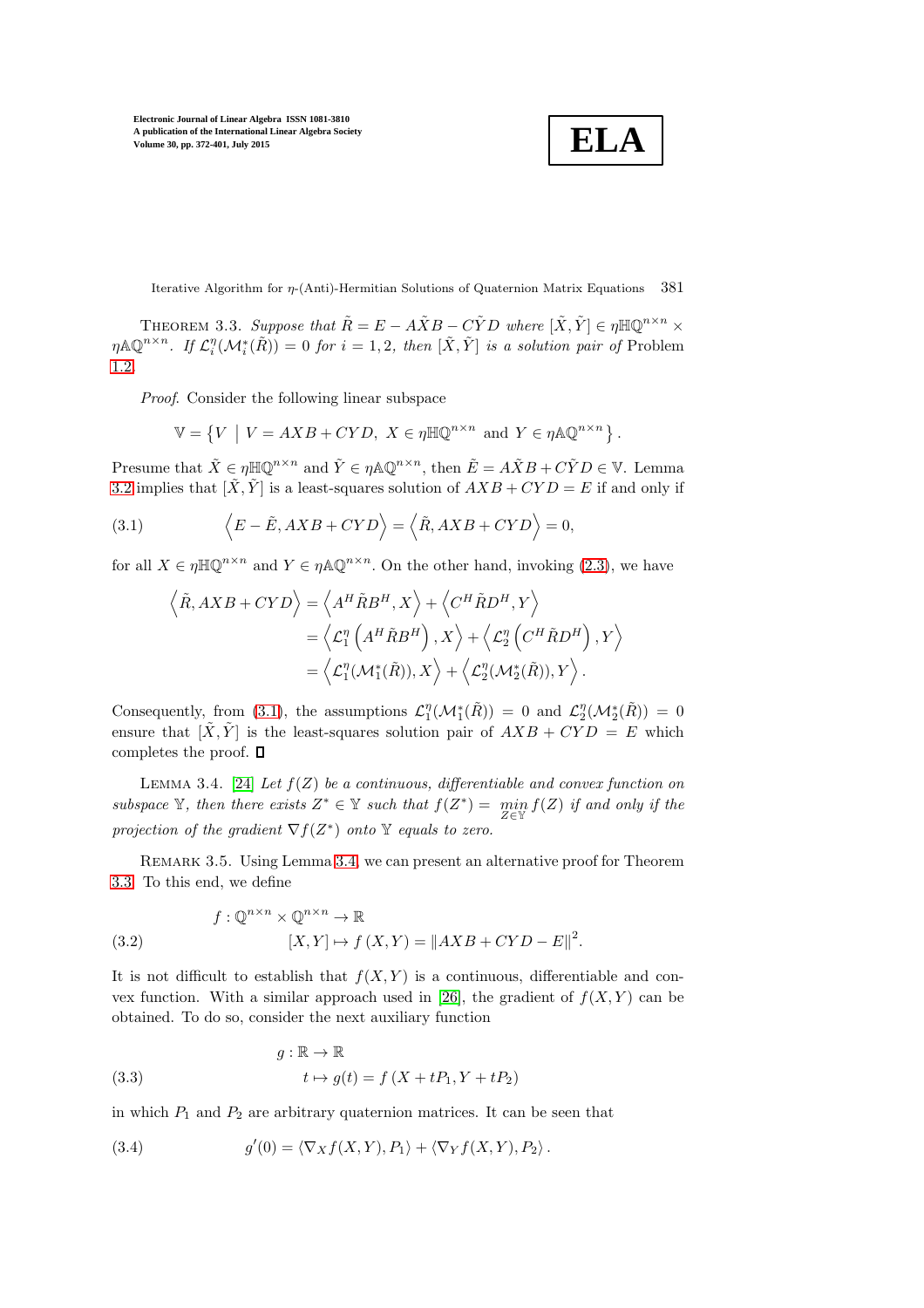THEOREM 3.3. *Suppose that $\tilde{R} = E - A\tilde{X}B - C\tilde{Y}D$ where $[\tilde{X}, \tilde{Y}] \in \eta\mathbb{HQ}^{n\times n} \times \eta\mathbb{AQ}^{n\times n}$. If $\mathcal{L}_i^{\eta}(\mathcal{M}_i^*(\tilde{R})) = 0$ for $i = 1, 2$, then $[\tilde{X}, \tilde{Y}]$ is a solution pair of* Problem 1.2.

*Proof.* Consider the following linear subspace

$$\mathbb{V} = \left\{ V \;\middle|\; V = AXB + CYD,\ X \in \eta\mathbb{HQ}^{n\times n} \text{ and } Y \in \eta\mathbb{AQ}^{n\times n} \right\}.$$

Presume that $\tilde{X} \in \eta\mathbb{HQ}^{n\times n}$ and $\tilde{Y} \in \eta\mathbb{AQ}^{n\times n}$, then $\tilde{E} = A\tilde{X}B + C\tilde{Y}D \in \mathbb{V}$. Lemma 3.2 implies that $[\tilde{X}, \tilde{Y}]$ is a least-squares solution of $AXB + CYD = E$ if and only if

$$\left\langle E - \tilde{E}, AXB + CYD \right\rangle = \left\langle \tilde{R}, AXB + CYD \right\rangle = 0, \tag{3.1}$$

for all $X \in \eta\mathbb{HQ}^{n\times n}$ and $Y \in \eta\mathbb{AQ}^{n\times n}$. On the other hand, invoking (2.3), we have

$$\begin{aligned}
\left\langle \tilde{R}, AXB + CYD \right\rangle &= \left\langle A^H \tilde{R} B^H, X \right\rangle + \left\langle C^H \tilde{R} D^H, Y \right\rangle \\
&= \left\langle \mathcal{L}_1^{\eta}\left(A^H \tilde{R} B^H\right), X \right\rangle + \left\langle \mathcal{L}_2^{\eta}\left(C^H \tilde{R} D^H\right), Y \right\rangle \\
&= \left\langle \mathcal{L}_1^{\eta}(\mathcal{M}_1^*(\tilde{R})), X \right\rangle + \left\langle \mathcal{L}_2^{\eta}(\mathcal{M}_2^*(\tilde{R})), Y \right\rangle.
\end{aligned}$$

Consequently, from (3.1), the assumptions $\mathcal{L}_1^{\eta}(\mathcal{M}_1^*(\tilde{R})) = 0$ and $\mathcal{L}_2^{\eta}(\mathcal{M}_2^*(\tilde{R})) = 0$ ensure that $[\tilde{X}, \tilde{Y}]$ is the least-squares solution pair of $AXB + CYD = E$ which completes the proof. ∎

LEMMA 3.4. [24] *Let $f(Z)$ be a continuous, differentiable and convex function on subspace $\mathbb{Y}$, then there exists $Z^* \in \mathbb{Y}$ such that $f(Z^*) = \min\limits_{Z\in\mathbb{Y}} f(Z)$ if and only if the projection of the gradient $\nabla f(Z^*)$ onto $\mathbb{Y}$ equals to zero.*

REMARK 3.5. Using Lemma 3.4, we can present an alternative proof for Theorem 3.3. To this end, we define

$$\begin{aligned}
f : \mathbb{Q}^{n\times n} \times \mathbb{Q}^{n\times n} &\to \mathbb{R} \\
[X, Y] &\mapsto f(X, Y) = \|AXB + CYD - E\|^2.
\end{aligned} \tag{3.2}$$

It is not difficult to establish that $f(X, Y)$ is a continuous, differentiable and convex function. With a similar approach used in [26], the gradient of $f(X, Y)$ can be obtained. To do so, consider the next auxiliary function

$$\begin{aligned}
g : \mathbb{R} &\to \mathbb{R} \\
t &\mapsto g(t) = f(X + tP_1, Y + tP_2)
\end{aligned} \tag{3.3}$$

in which $P_1$ and $P_2$ are arbitrary quaternion matrices. It can be seen that

$$g'(0) = \langle \nabla_X f(X, Y), P_1 \rangle + \langle \nabla_Y f(X, Y), P_2 \rangle. \tag{3.4}$$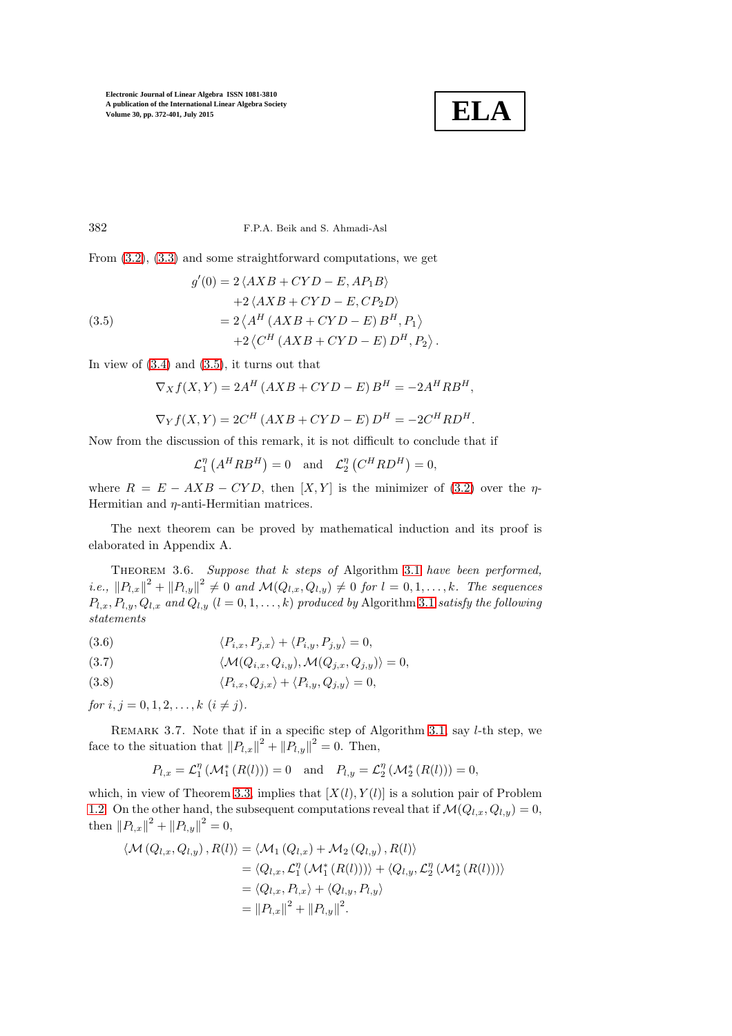From (3.2), (3.3) and some straightforward computations, we get

$$
\begin{aligned}
g'(0) &= 2\left\langle AXB + CYD - E, AP_1B\right\rangle \\
&\quad + 2\left\langle AXB + CYD - E, CP_2D\right\rangle \\
&= 2\left\langle A^H\left(AXB + CYD - E\right)B^H, P_1\right\rangle \\
&\quad + 2\left\langle C^H\left(AXB + CYD - E\right)D^H, P_2\right\rangle .
\end{aligned} \tag{3.5}
$$

In view of (3.4) and (3.5), it turns out that

$$
\nabla_X f(X,Y) = 2A^H\left(AXB + CYD - E\right)B^H = -2A^H R B^H,
$$

$$
\nabla_Y f(X,Y) = 2C^H\left(AXB + CYD - E\right)D^H = -2C^H R D^H.
$$

Now from the discussion of this remark, it is not difficult to conclude that if

$$
\mathcal{L}_1^\eta\left(A^H R B^H\right) = 0 \quad \text{and} \quad \mathcal{L}_2^\eta\left(C^H R D^H\right) = 0,
$$

where $R = E - AXB - CYD$, then $[X,Y]$ is the minimizer of (3.2) over the $\eta$-Hermitian and $\eta$-anti-Hermitian matrices.

The next theorem can be proved by mathematical induction and its proof is elaborated in Appendix A.

Theorem 3.6. *Suppose that $k$ steps of* Algorithm 3.1 *have been performed, i.e., $\|P_{l,x}\|^2 + \|P_{l,y}\|^2 \neq 0$ and $\mathcal{M}(Q_{l,x}, Q_{l,y}) \neq 0$ for $l = 0,1,\ldots,k$. The sequences $P_{l,x}, P_{l,y}, Q_{l,x}$ and $Q_{l,y}$ $(l = 0,1,\ldots,k)$ produced by* Algorithm 3.1 *satisfy the following statements*

$$
\langle P_{i,x}, P_{j,x}\rangle + \langle P_{i,y}, P_{j,y}\rangle = 0, \tag{3.6}
$$

$$
\langle \mathcal{M}(Q_{i,x}, Q_{i,y}), \mathcal{M}(Q_{j,x}, Q_{j,y})\rangle = 0, \tag{3.7}
$$

$$
\langle P_{i,x}, Q_{j,x}\rangle + \langle P_{i,y}, Q_{j,y}\rangle = 0, \tag{3.8}
$$

*for $i,j = 0,1,2,\ldots,k$ $(i \neq j)$.*

Remark 3.7. Note that if in a specific step of Algorithm 3.1, say $l$-th step, we face to the situation that $\|P_{l,x}\|^2 + \|P_{l,y}\|^2 = 0$. Then,

$$
P_{l,x} = \mathcal{L}_1^\eta\left(\mathcal{M}_1^*\left(R(l)\right)\right) = 0 \quad \text{and} \quad P_{l,y} = \mathcal{L}_2^\eta\left(\mathcal{M}_2^*\left(R(l)\right)\right) = 0,
$$

which, in view of Theorem 3.3, implies that $[X(l), Y(l)]$ is a solution pair of Problem 1.2. On the other hand, the subsequent computations reveal that if $\mathcal{M}(Q_{l,x}, Q_{l,y}) = 0$, then $\|P_{l,x}\|^2 + \|P_{l,y}\|^2 = 0$,

$$
\begin{aligned}
\left\langle \mathcal{M}\left(Q_{l,x}, Q_{l,y}\right), R(l)\right\rangle &= \left\langle \mathcal{M}_1\left(Q_{l,x}\right) + \mathcal{M}_2\left(Q_{l,y}\right), R(l)\right\rangle \\
&= \left\langle Q_{l,x}, \mathcal{L}_1^\eta\left(\mathcal{M}_1^*\left(R(l)\right)\right)\right\rangle + \left\langle Q_{l,y}, \mathcal{L}_2^\eta\left(\mathcal{M}_2^*\left(R(l)\right)\right)\right\rangle \\
&= \left\langle Q_{l,x}, P_{l,x}\right\rangle + \left\langle Q_{l,y}, P_{l,y}\right\rangle \\
&= \|P_{l,x}\|^2 + \|P_{l,y}\|^2.
\end{aligned}
$$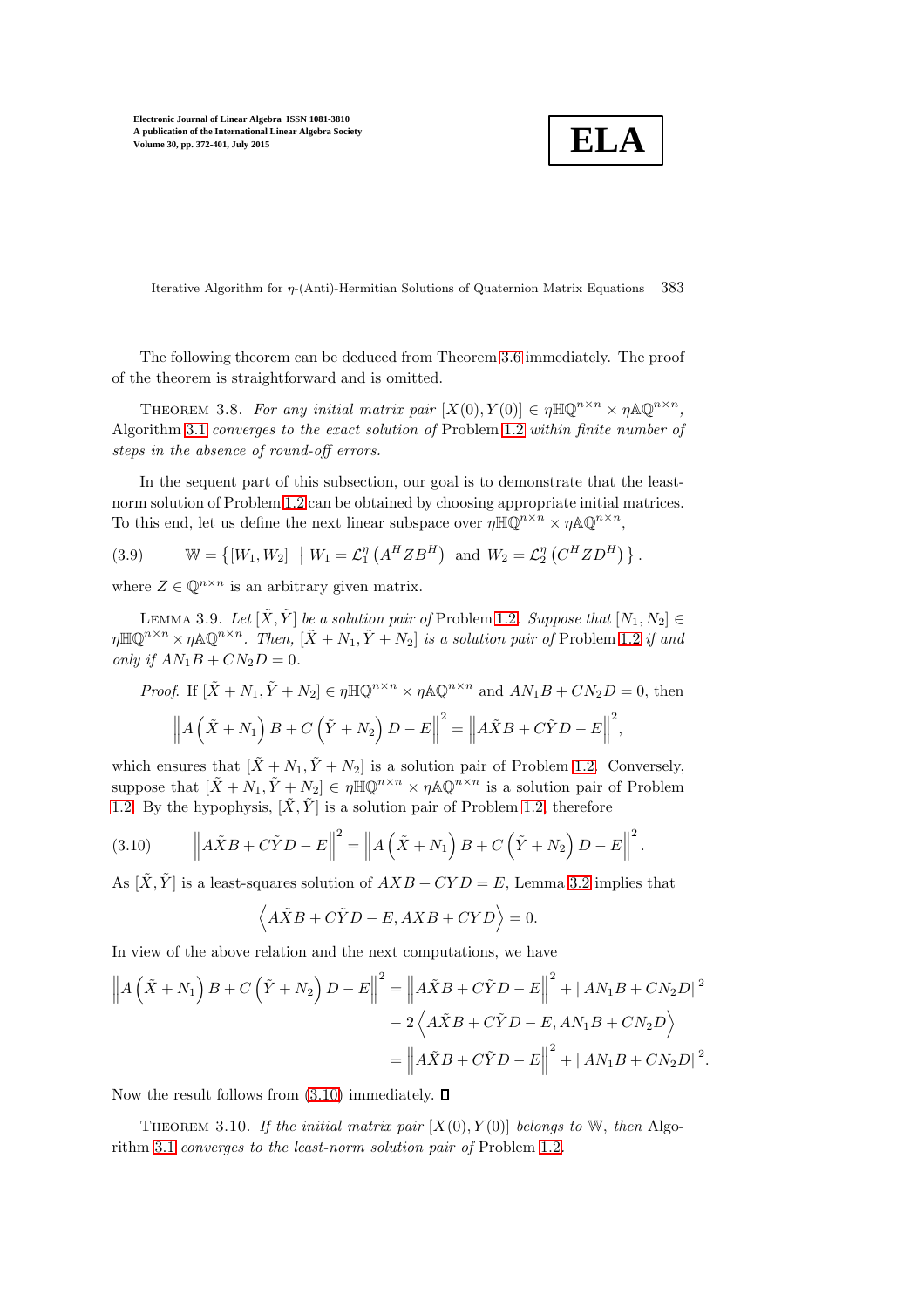The following theorem can be deduced from Theorem 3.6 immediately. The proof of the theorem is straightforward and is omitted.

THEOREM 3.8. *For any initial matrix pair* $[X(0), Y(0)] \in \eta\mathbb{HQ}^{n\times n} \times \eta\mathbb{AQ}^{n\times n}$, Algorithm 3.1 *converges to the exact solution of* Problem 1.2 *within finite number of steps in the absence of round-off errors.*

In the sequent part of this subsection, our goal is to demonstrate that the least-norm solution of Problem 1.2 can be obtained by choosing appropriate initial matrices. To this end, let us define the next linear subspace over $\eta\mathbb{HQ}^{n\times n} \times \eta\mathbb{AQ}^{n\times n}$,

$$\mathbb{W} = \left\{[W_1, W_2] \;\middle|\; W_1 = \mathcal{L}_1^{\eta}\left(A^H Z B^H\right) \text{ and } W_2 = \mathcal{L}_2^{\eta}\left(C^H Z D^H\right)\right\}. \tag{3.9}$$

where $Z \in \mathbb{Q}^{n\times n}$ is an arbitrary given matrix.

LEMMA 3.9. *Let* $[\tilde{X}, \tilde{Y}]$ *be a solution pair of* Problem 1.2. *Suppose that* $[N_1, N_2] \in \eta\mathbb{HQ}^{n\times n} \times \eta\mathbb{AQ}^{n\times n}$. *Then,* $[\tilde{X} + N_1, \tilde{Y} + N_2]$ *is a solution pair of* Problem 1.2 *if and only if* $AN_1B + CN_2D = 0$.

*Proof.* If $[\tilde{X} + N_1, \tilde{Y} + N_2] \in \eta\mathbb{HQ}^{n\times n} \times \eta\mathbb{AQ}^{n\times n}$ and $AN_1B + CN_2D = 0$, then

$$\left\|A\left(\tilde{X} + N_1\right)B + C\left(\tilde{Y} + N_2\right)D - E\right\|^2 = \left\|A\tilde{X}B + C\tilde{Y}D - E\right\|^2,$$

which ensures that $[\tilde{X} + N_1, \tilde{Y} + N_2]$ is a solution pair of Problem 1.2. Conversely, suppose that $[\tilde{X} + N_1, \tilde{Y} + N_2] \in \eta\mathbb{HQ}^{n\times n} \times \eta\mathbb{AQ}^{n\times n}$ is a solution pair of Problem 1.2. By the hypophysis, $[\tilde{X}, \tilde{Y}]$ is a solution pair of Problem 1.2, therefore

$$\left\|A\tilde{X}B + C\tilde{Y}D - E\right\|^2 = \left\|A\left(\tilde{X} + N_1\right)B + C\left(\tilde{Y} + N_2\right)D - E\right\|^2. \tag{3.10}$$

As $[\tilde{X}, \tilde{Y}]$ is a least-squares solution of $AXB + CYD = E$, Lemma 3.2 implies that

$$\left\langle A\tilde{X}B + C\tilde{Y}D - E, AXB + CYD\right\rangle = 0.$$

In view of the above relation and the next computations, we have

$$\begin{aligned}
\left\|A\left(\tilde{X} + N_1\right)B + C\left(\tilde{Y} + N_2\right)D - E\right\|^2 &= \left\|A\tilde{X}B + C\tilde{Y}D - E\right\|^2 + \|AN_1B + CN_2D\|^2 \\
&\quad - 2\left\langle A\tilde{X}B + C\tilde{Y}D - E, AN_1B + CN_2D\right\rangle \\
&= \left\|A\tilde{X}B + C\tilde{Y}D - E\right\|^2 + \|AN_1B + CN_2D\|^2.
\end{aligned}$$

Now the result follows from (3.10) immediately. ∎

THEOREM 3.10. *If the initial matrix pair* $[X(0), Y(0)]$ *belongs to* $\mathbb{W}$, *then* Algorithm 3.1 *converges to the least-norm solution pair of* Problem 1.2.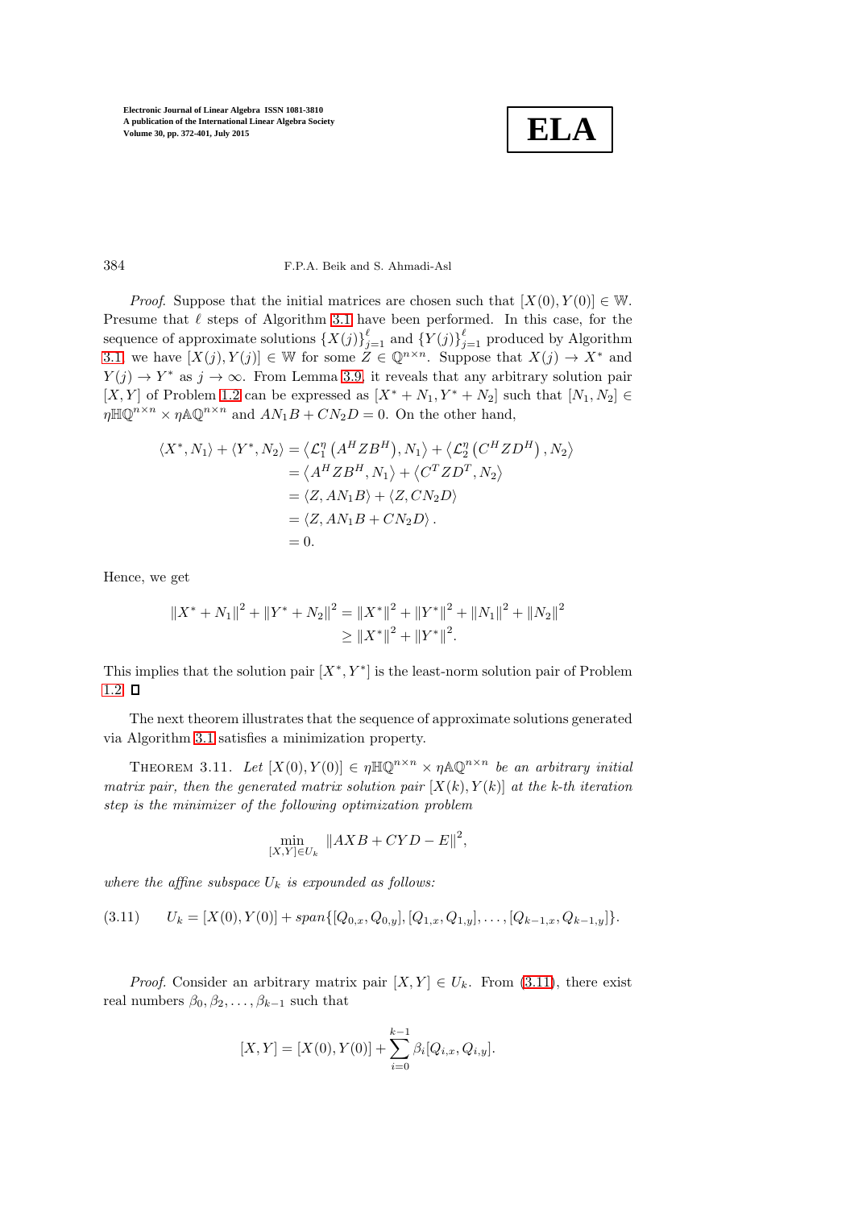*Proof.* Suppose that the initial matrices are chosen such that $[X(0), Y(0)] \in \mathbb{W}$. Presume that $\ell$ steps of Algorithm 3.1 have been performed. In this case, for the sequence of approximate solutions $\{X(j)\}_{j=1}^{\ell}$ and $\{Y(j)\}_{j=1}^{\ell}$ produced by Algorithm 3.1 we have $[X(j), Y(j)] \in \mathbb{W}$ for some $Z \in \mathbb{Q}^{n\times n}$. Suppose that $X(j) \to X^*$ and $Y(j) \to Y^*$ as $j \to \infty$. From Lemma 3.9, it reveals that any arbitrary solution pair $[X, Y]$ of Problem 1.2 can be expressed as $[X^* + N_1, Y^* + N_2]$ such that $[N_1, N_2] \in \eta\mathbb{H}\mathbb{Q}^{n\times n} \times \eta\mathbb{A}\mathbb{Q}^{n\times n}$ and $AN_1B + CN_2D = 0$. On the other hand,

$$
\begin{aligned}
\langle X^*, N_1\rangle + \langle Y^*, N_2\rangle &= \left\langle \mathcal{L}_1^{\eta}\left(A^H Z B^H\right), N_1\right\rangle + \left\langle \mathcal{L}_2^{\eta}\left(C^H Z D^H\right), N_2\right\rangle \\
&= \left\langle A^H Z B^H, N_1\right\rangle + \left\langle C^T Z D^T, N_2\right\rangle \\
&= \langle Z, AN_1B\rangle + \langle Z, CN_2D\rangle \\
&= \langle Z, AN_1B + CN_2D\rangle . \\
&= 0.
\end{aligned}
$$

Hence, we get

$$
\begin{aligned}
\|X^* + N_1\|^2 + \|Y^* + N_2\|^2 &= \|X^*\|^2 + \|Y^*\|^2 + \|N_1\|^2 + \|N_2\|^2 \\
&\geq \|X^*\|^2 + \|Y^*\|^2.
\end{aligned}
$$

This implies that the solution pair $[X^*, Y^*]$ is the least-norm solution pair of Problem 1.2. $\square$

The next theorem illustrates that the sequence of approximate solutions generated via Algorithm 3.1 satisfies a minimization property.

Theorem 3.11. *Let $[X(0), Y(0)] \in \eta\mathbb{H}\mathbb{Q}^{n\times n} \times \eta\mathbb{A}\mathbb{Q}^{n\times n}$ be an arbitrary initial matrix pair, then the generated matrix solution pair $[X(k), Y(k)]$ at the k-th iteration step is the minimizer of the following optimization problem*

$$
\min_{[X,Y]\in U_k} \|AXB + CYD - E\|^2,
$$

*where the affine subspace $U_k$ is expounded as follows:*

$$
U_k = [X(0), Y(0)] + span\{[Q_{0,x}, Q_{0,y}], [Q_{1,x}, Q_{1,y}], \ldots, [Q_{k-1,x}, Q_{k-1,y}]\}. \tag{3.11}
$$

*Proof.* Consider an arbitrary matrix pair $[X, Y] \in U_k$. From (3.11), there exist real numbers $\beta_0, \beta_2, \ldots, \beta_{k-1}$ such that

$$
[X, Y] = [X(0), Y(0)] + \sum_{i=0}^{k-1} \beta_i [Q_{i,x}, Q_{i,y}].
$$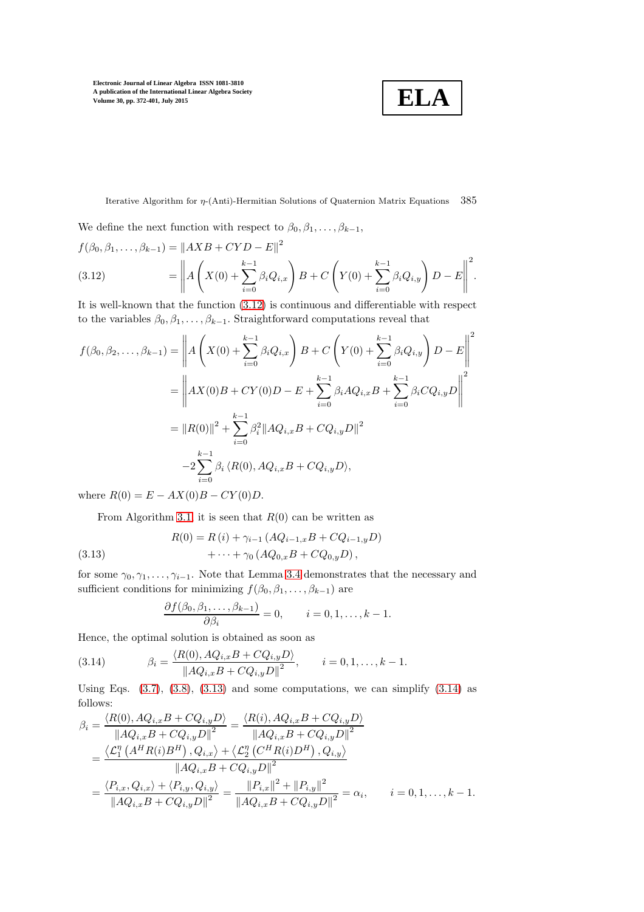We define the next function with respect to $\beta_0, \beta_1, \ldots, \beta_{k-1}$,

$$
\begin{aligned}
f(\beta_0, \beta_1, \ldots, \beta_{k-1}) &= \|AXB + CYD - E\|^2 \\
&= \left\| A\left( X(0) + \sum_{i=0}^{k-1} \beta_i Q_{i,x} \right) B + C\left( Y(0) + \sum_{i=0}^{k-1} \beta_i Q_{i,y} \right) D - E \right\|^2 . \qquad (3.12)
\end{aligned}
$$

It is well-known that the function (3.12) is continuous and differentiable with respect to the variables $\beta_0, \beta_1, \ldots, \beta_{k-1}$. Straightforward computations reveal that

$$
\begin{aligned}
f(\beta_0, \beta_2, \ldots, \beta_{k-1}) &= \left\| A\left( X(0) + \sum_{i=0}^{k-1} \beta_i Q_{i,x} \right) B + C\left( Y(0) + \sum_{i=0}^{k-1} \beta_i Q_{i,y} \right) D - E \right\|^2 \\
&= \left\| AX(0)B + CY(0)D - E + \sum_{i=0}^{k-1} \beta_i A Q_{i,x} B + \sum_{i=0}^{k-1} \beta_i C Q_{i,y} D \right\|^2 \\
&= \|R(0)\|^2 + \sum_{i=0}^{k-1} \beta_i^2 \|AQ_{i,x}B + CQ_{i,y}D\|^2 \\
&\quad -2 \sum_{i=0}^{k-1} \beta_i \langle R(0), AQ_{i,x}B + CQ_{i,y}D \rangle,
\end{aligned}
$$

where $R(0) = E - AX(0)B - CY(0)D$.

From Algorithm 3.1, it is seen that $R(0)$ can be written as

$$
\begin{aligned}
R(0) &= R(i) + \gamma_{i-1}\left( AQ_{i-1,x}B + CQ_{i-1,y}D \right) \\
&\quad + \cdots + \gamma_0 \left( AQ_{0,x}B + CQ_{0,y}D \right), \qquad (3.13)
\end{aligned}
$$

for some $\gamma_0, \gamma_1, \ldots, \gamma_{i-1}$. Note that Lemma 3.4 demonstrates that the necessary and sufficient conditions for minimizing $f(\beta_0, \beta_1, \ldots, \beta_{k-1})$ are

$$
\frac{\partial f(\beta_0, \beta_1, \ldots, \beta_{k-1})}{\partial \beta_i} = 0, \qquad i = 0, 1, \ldots, k-1.
$$

Hence, the optimal solution is obtained as soon as

$$
\beta_i = \frac{\langle R(0), AQ_{i,x}B + CQ_{i,y}D \rangle}{\|AQ_{i,x}B + CQ_{i,y}D\|^2}, \qquad i = 0, 1, \ldots, k-1. \qquad (3.14)
$$

Using Eqs. (3.7), (3.8), (3.13) and some computations, we can simplify (3.14) as follows:

$$
\begin{aligned}
\beta_i &= \frac{\langle R(0), AQ_{i,x}B + CQ_{i,y}D \rangle}{\|AQ_{i,x}B + CQ_{i,y}D\|^2} = \frac{\langle R(i), AQ_{i,x}B + CQ_{i,y}D \rangle}{\|AQ_{i,x}B + CQ_{i,y}D\|^2} \\
&= \frac{\left\langle \mathcal{L}_1^\eta\left( A^H R(i) B^H \right), Q_{i,x} \right\rangle + \left\langle \mathcal{L}_2^\eta\left( C^H R(i) D^H \right), Q_{i,y} \right\rangle}{\|AQ_{i,x}B + CQ_{i,y}D\|^2} \\
&= \frac{\langle P_{i,x}, Q_{i,x} \rangle + \langle P_{i,y}, Q_{i,y} \rangle}{\|AQ_{i,x}B + CQ_{i,y}D\|^2} = \frac{\|P_{i,x}\|^2 + \|P_{i,y}\|^2}{\|AQ_{i,x}B + CQ_{i,y}D\|^2} = \alpha_i, \qquad i = 0, 1, \ldots, k-1.
\end{aligned}
$$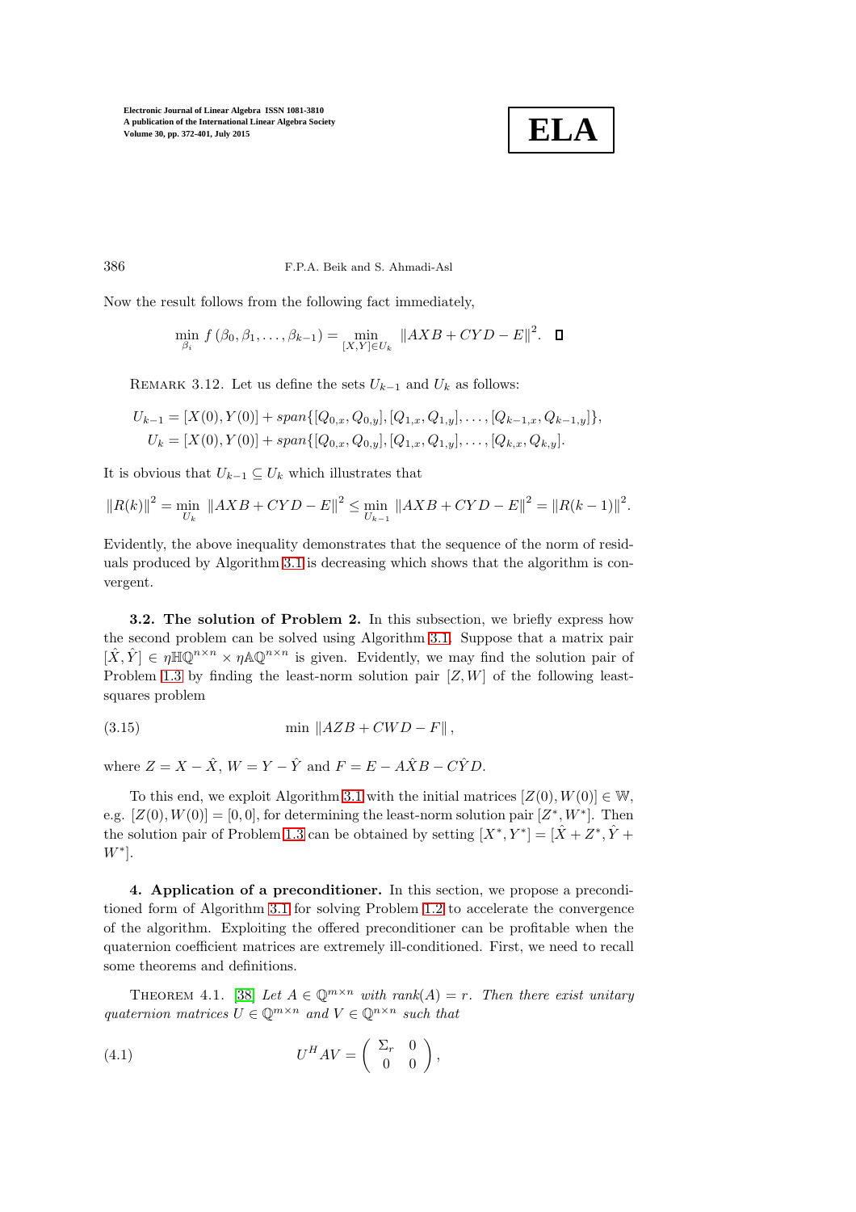Now the result follows from the following fact immediately,

$$\min_{\beta_i} f\left(\beta_0, \beta_1, \ldots, \beta_{k-1}\right) = \min_{[X,Y]\in U_k} \|AXB + CYD - E\|^2. \quad \square$$

Remark 3.12. Let us define the sets $U_{k-1}$ and $U_k$ as follows:

$$U_{k-1} = [X(0), Y(0)] + span\{[Q_{0,x}, Q_{0,y}], [Q_{1,x}, Q_{1,y}], \ldots, [Q_{k-1,x}, Q_{k-1,y}]\},$$
$$U_k = [X(0), Y(0)] + span\{[Q_{0,x}, Q_{0,y}], [Q_{1,x}, Q_{1,y}], \ldots, [Q_{k,x}, Q_{k,y}].$$

It is obvious that $U_{k-1} \subseteq U_k$ which illustrates that

$$\|R(k)\|^2 = \min_{U_k} \|AXB + CYD - E\|^2 \le \min_{U_{k-1}} \|AXB + CYD - E\|^2 = \|R(k-1)\|^2.$$

Evidently, the above inequality demonstrates that the sequence of the norm of residuals produced by Algorithm 3.1 is decreasing which shows that the algorithm is convergent.

**3.2. The solution of Problem 2.** In this subsection, we briefly express how the second problem can be solved using Algorithm 3.1. Suppose that a matrix pair $[\hat{X}, \hat{Y}] \in \eta\mathbb{HQ}^{n\times n} \times \eta\mathbb{AQ}^{n\times n}$ is given. Evidently, we may find the solution pair of Problem 1.3 by finding the least-norm solution pair $[Z, W]$ of the following least-squares problem

$$\min \|AZB + CWD - F\|, \tag{3.15}$$

where $Z = X - \hat{X}$, $W = Y - \hat{Y}$ and $F = E - A\hat{X}B - C\hat{Y}D$.

To this end, we exploit Algorithm 3.1 with the initial matrices $[Z(0), W(0)] \in \mathbb{W}$, e.g. $[Z(0), W(0)] = [0, 0]$, for determining the least-norm solution pair $[Z^*, W^*]$. Then the solution pair of Problem 1.3 can be obtained by setting $[X^*, Y^*] = [\hat{X} + Z^*, \hat{Y} + W^*]$.

**4. Application of a preconditioner.** In this section, we propose a preconditioned form of Algorithm 3.1 for solving Problem 1.2 to accelerate the convergence of the algorithm. Exploiting the offered preconditioner can be profitable when the quaternion coefficient matrices are extremely ill-conditioned. First, we need to recall some theorems and definitions.

Theorem 4.1. [38] *Let $A \in \mathbb{Q}^{m\times n}$ with rank$(A) = r$. Then there exist unitary quaternion matrices $U \in \mathbb{Q}^{m\times n}$ and $V \in \mathbb{Q}^{n\times n}$ such that*

$$U^H AV = \begin{pmatrix} \Sigma_r & 0 \\ 0 & 0 \end{pmatrix}, \tag{4.1}$$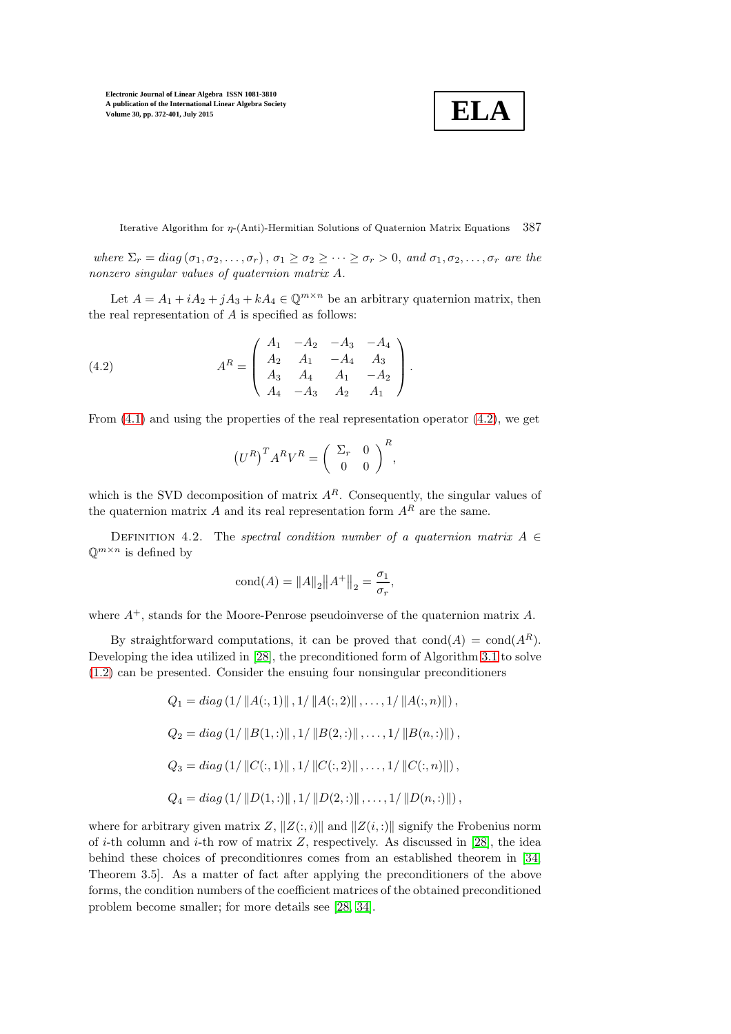*where* $\Sigma_r = diag\left(\sigma_1, \sigma_2, \ldots, \sigma_r\right)$, $\sigma_1 \geq \sigma_2 \geq \cdots \geq \sigma_r > 0$, *and* $\sigma_1, \sigma_2, \ldots, \sigma_r$ *are the nonzero singular values of quaternion matrix* $A$.

Let $A = A_1 + iA_2 + jA_3 + kA_4 \in \mathbb{Q}^{m\times n}$ be an arbitrary quaternion matrix, then the real representation of $A$ is specified as follows:

$$
A^R = \begin{pmatrix} A_1 & -A_2 & -A_3 & -A_4 \\ A_2 & A_1 & -A_4 & A_3 \\ A_3 & A_4 & A_1 & -A_2 \\ A_4 & -A_3 & A_2 & A_1 \end{pmatrix}. \tag{4.2}
$$

From (4.1) and using the properties of the real representation operator (4.2), we get

$$
\left(U^R\right)^T A^R V^R = \begin{pmatrix} \Sigma_r & 0 \\ 0 & 0 \end{pmatrix}^R,
$$

which is the SVD decomposition of matrix $A^R$. Consequently, the singular values of the quaternion matrix $A$ and its real representation form $A^R$ are the same.

Definition 4.2. The *spectral condition number of a quaternion matrix* $A \in \mathbb{Q}^{m\times n}$ is defined by

$$
\text{cond}(A) = \|A\|_2 \left\|A^+\right\|_2 = \frac{\sigma_1}{\sigma_r},
$$

where $A^+$, stands for the Moore-Penrose pseudoinverse of the quaternion matrix $A$.

By straightforward computations, it can be proved that $\text{cond}(A) = \text{cond}(A^R)$. Developing the idea utilized in [28], the preconditioned form of Algorithm 3.1 to solve (1.2) can be presented. Consider the ensuing four nonsingular preconditioners

$$
Q_1 = diag\left(1/\left\|A(:,1)\right\|, 1/\left\|A(:,2)\right\|, \ldots, 1/\left\|A(:,n)\right\|\right),
$$

$$
Q_2 = diag\left(1/\left\|B(1,:)\right\|, 1/\left\|B(2,:)\right\|, \ldots, 1/\left\|B(n,:)\right\|\right),
$$

$$
Q_3 = diag\left(1/\left\|C(:,1)\right\|, 1/\left\|C(:,2)\right\|, \ldots, 1/\left\|C(:,n)\right\|\right),
$$

$$
Q_4 = diag\left(1/\left\|D(1,:)\right\|, 1/\left\|D(2,:)\right\|, \ldots, 1/\left\|D(n,:)\right\|\right),
$$

where for arbitrary given matrix $Z$, $\|Z(:,i)\|$ and $\|Z(i,:)\|$ signify the Frobenius norm of $i$-th column and $i$-th row of matrix $Z$, respectively. As discussed in [28], the idea behind these choices of preconditionres comes from an established theorem in [34, Theorem 3.5]. As a matter of fact after applying the preconditioners of the above forms, the condition numbers of the coefficient matrices of the obtained preconditioned problem become smaller; for more details see [28, 34].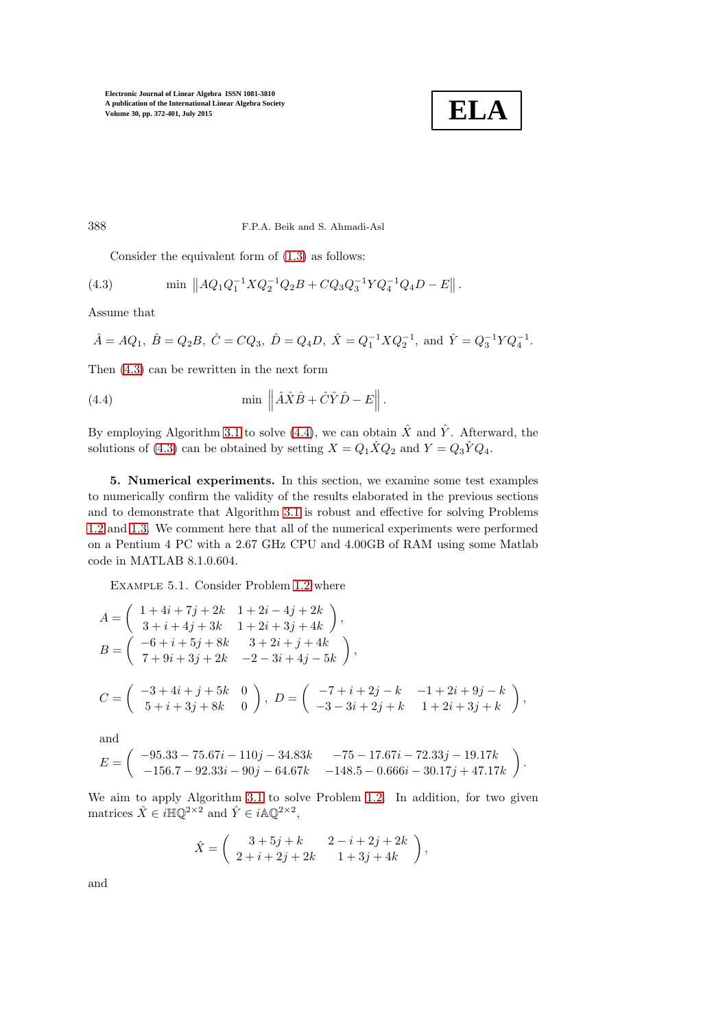Consider the equivalent form of (1.3) as follows:

$$\min \left\| AQ_1Q_1^{-1}XQ_2^{-1}Q_2B + CQ_3Q_3^{-1}YQ_4^{-1}Q_4D - E \right\|. \tag{4.3}$$

Assume that

$$\hat{A} = AQ_1,\ \hat{B} = Q_2B,\ \hat{C} = CQ_3,\ \hat{D} = Q_4D,\ \hat{X} = Q_1^{-1}XQ_2^{-1},\ \text{and}\ \hat{Y} = Q_3^{-1}YQ_4^{-1}.$$

Then (4.3) can be rewritten in the next form

$$\min \left\| \hat{A}\hat{X}\hat{B} + \hat{C}\hat{Y}\hat{D} - E \right\|. \tag{4.4}$$

By employing Algorithm 3.1 to solve (4.4), we can obtain $\hat{X}$ and $\hat{Y}$. Afterward, the solutions of (4.3) can be obtained by setting $X = Q_1\hat{X}Q_2$ and $Y = Q_3\hat{Y}Q_4$.

## 5. Numerical experiments.

In this section, we examine some test examples to numerically confirm the validity of the results elaborated in the previous sections and to demonstrate that Algorithm 3.1 is robust and effective for solving Problems 1.2 and 1.3. We comment here that all of the numerical experiments were performed on a Pentium 4 PC with a 2.67 GHz CPU and 4.00GB of RAM using some Matlab code in MATLAB 8.1.0.604.

Example 5.1. Consider Problem 1.2 where

$$A = \begin{pmatrix} 1+4i+7j+2k & 1+2i-4j+2k \\ 3+i+4j+3k & 1+2i+3j+4k \end{pmatrix},$$
$$B = \begin{pmatrix} -6+i+5j+8k & 3+2i+j+4k \\ 7+9i+3j+2k & -2-3i+4j-5k \end{pmatrix},$$

$$C = \begin{pmatrix} -3+4i+j+5k & 0 \\ 5+i+3j+8k & 0 \end{pmatrix},\ D = \begin{pmatrix} -7+i+2j-k & -1+2i+9j-k \\ -3-3i+2j+k & 1+2i+3j+k \end{pmatrix},$$

and

$$E = \begin{pmatrix} -95.33-75.67i-110j-34.83k & -75-17.67i-72.33j-19.17k \\ -156.7-92.33i-90j-64.67k & -148.5-0.666i-30.17j+47.17k \end{pmatrix}.$$

We aim to apply Algorithm 3.1 to solve Problem 1.2. In addition, for two given matrices $\hat{X} \in i\mathbb{HQ}^{2\times 2}$ and $\hat{Y} \in i\mathbb{AQ}^{2\times 2}$,

$$\hat{X} = \begin{pmatrix} 3+5j+k & 2-i+2j+2k \\ 2+i+2j+2k & 1+3j+4k \end{pmatrix},$$

and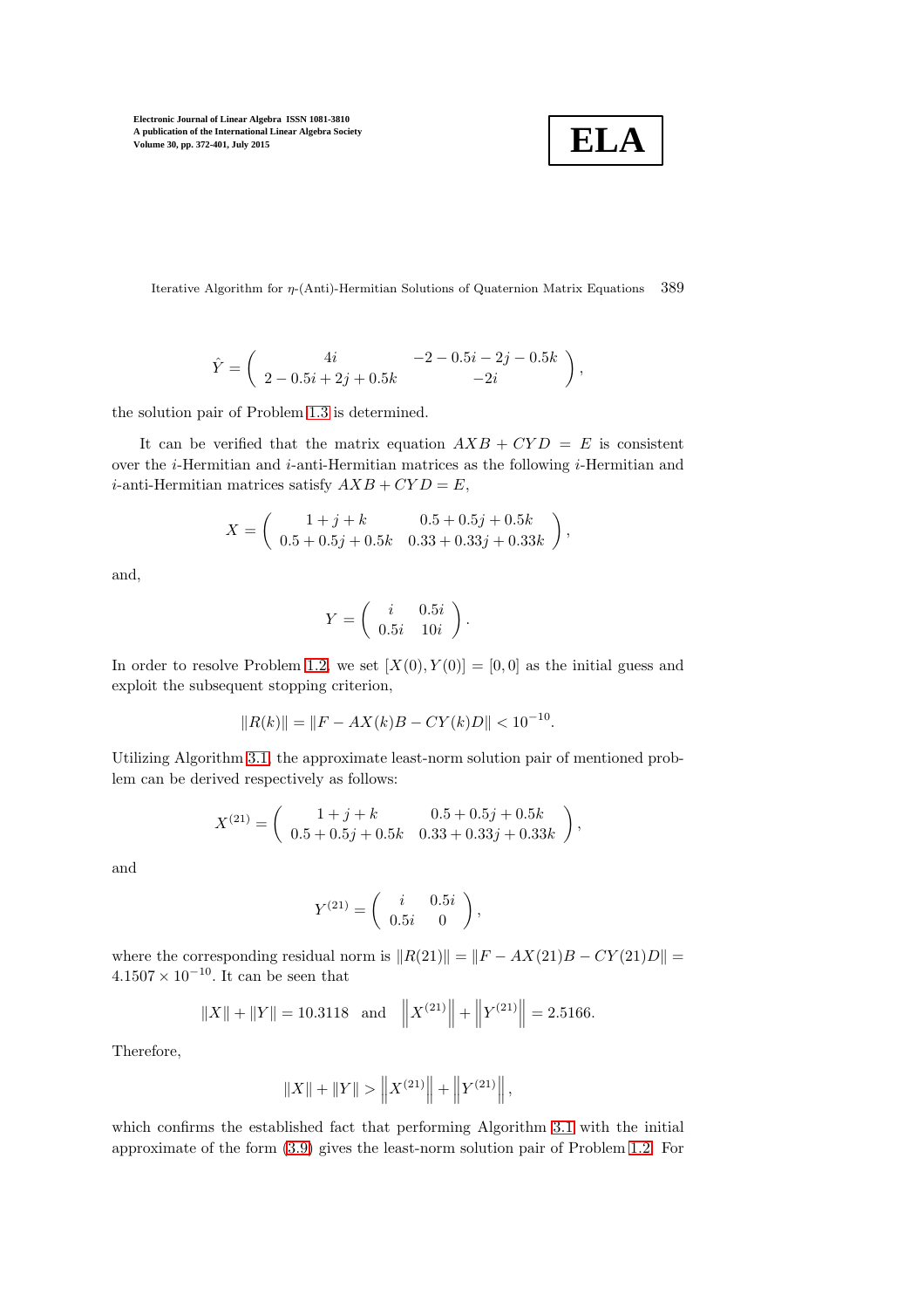$$
\hat{Y} = \begin{pmatrix} 4i & -2 - 0.5i - 2j - 0.5k \\ 2 - 0.5i + 2j + 0.5k & -2i \end{pmatrix},
$$

the solution pair of Problem 1.3 is determined.

It can be verified that the matrix equation $AXB + CYD = E$ is consistent over the $i$-Hermitian and $i$-anti-Hermitian matrices as the following $i$-Hermitian and $i$-anti-Hermitian matrices satisfy $AXB + CYD = E$,

$$
X = \begin{pmatrix} 1 + j + k & 0.5 + 0.5j + 0.5k \\ 0.5 + 0.5j + 0.5k & 0.33 + 0.33j + 0.33k \end{pmatrix},
$$

and,

$$
Y = \begin{pmatrix} i & 0.5i \\ 0.5i & 10i \end{pmatrix}.
$$

In order to resolve Problem 1.2, we set $[X(0), Y(0)] = [0, 0]$ as the initial guess and exploit the subsequent stopping criterion,

$$
\|R(k)\| = \|F - AX(k)B - CY(k)D\| < 10^{-10}.
$$

Utilizing Algorithm 3.1, the approximate least-norm solution pair of mentioned problem can be derived respectively as follows:

$$
X^{(21)} = \begin{pmatrix} 1 + j + k & 0.5 + 0.5j + 0.5k \\ 0.5 + 0.5j + 0.5k & 0.33 + 0.33j + 0.33k \end{pmatrix},
$$

and

$$
Y^{(21)} = \begin{pmatrix} i & 0.5i \\ 0.5i & 0 \end{pmatrix},
$$

where the corresponding residual norm is $\|R(21)\| = \|F - AX(21)B - CY(21)D\| = 4.1507 \times 10^{-10}$. It can be seen that

$$
\|X\| + \|Y\| = 10.3118 \quad \text{and} \quad \left\|X^{(21)}\right\| + \left\|Y^{(21)}\right\| = 2.5166.
$$

Therefore,

$$
\|X\| + \|Y\| > \left\|X^{(21)}\right\| + \left\|Y^{(21)}\right\|,
$$

which confirms the established fact that performing Algorithm 3.1 with the initial approximate of the form (3.9) gives the least-norm solution pair of Problem 1.2. For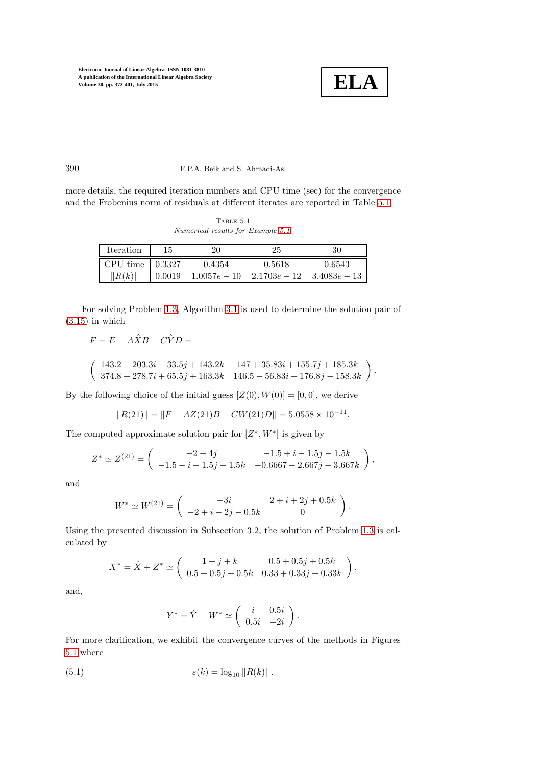more details, the required iteration numbers and CPU time (sec) for the convergence and the Frobenius norm of residuals at different iterates are reported in Table 5.1.

Table 5.1
*Numerical results for Example 5.1.*

| Iteration | 15 | 20 | 25 | 30 |
|---|---|---|---|---|
| CPU time | 0.3327 | 0.4354 | 0.5618 | 0.6543 |
| $\|R(k)\|$ | 0.0019 | $1.0057e-10$ | $2.1703e-12$ | $3.4083e-13$ |

For solving Problem 1.3, Algorithm 3.1 is used to determine the solution pair of (3.15) in which

$$F = E - A\hat{X}B - C\hat{Y}D =$$

$$\begin{pmatrix} 143.2 + 203.3i - 33.5j + 143.2k & 147 + 35.83i + 155.7j + 185.3k \\ 374.8 + 278.7i + 65.5j + 163.3k & 146.5 - 56.83i + 176.8j - 158.3k \end{pmatrix}.$$

By the following choice of the initial guess $[Z(0), W(0)] = [0, 0]$, we derive

$$\|R(21)\| = \|F - AZ(21)B - CW(21)D\| = 5.0558 \times 10^{-11}.$$

The computed approximate solution pair for $[Z^*, W^*]$ is given by

$$Z^* \simeq Z^{(21)} = \begin{pmatrix} -2 - 4j & -1.5 + i - 1.5j - 1.5k \\ -1.5 - i - 1.5j - 1.5k & -0.6667 - 2.667j - 3.667k \end{pmatrix},$$

and

$$W^* \simeq W^{(21)} = \begin{pmatrix} -3i & 2 + i + 2j + 0.5k \\ -2 + i - 2j - 0.5k & 0 \end{pmatrix}.$$

Using the presented discussion in Subsection 3.2, the solution of Problem 1.3 is calculated by

$$X^* = \hat{X} + Z^* \simeq \begin{pmatrix} 1 + j + k & 0.5 + 0.5j + 0.5k \\ 0.5 + 0.5j + 0.5k & 0.33 + 0.33j + 0.33k \end{pmatrix},$$

and,

$$Y^* = \hat{Y} + W^* \simeq \begin{pmatrix} i & 0.5i \\ 0.5i & -2i \end{pmatrix}.$$

For more clarification, we exhibit the convergence curves of the methods in Figures 5.1 where

$$\varepsilon(k) = \log_{10} \|R(k)\|. \tag{5.1}$$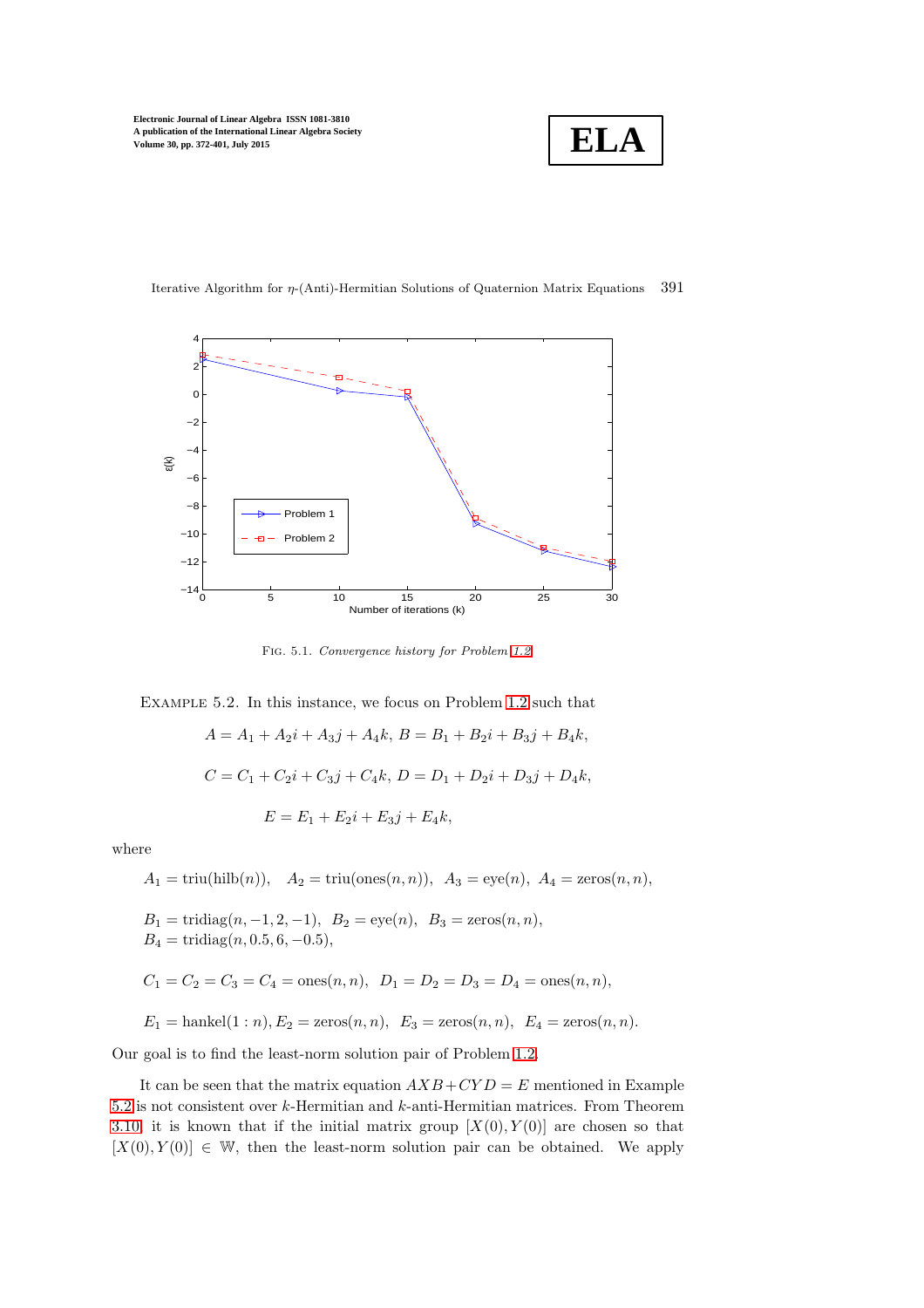Fig. 5.1. *Convergence history for Problem 1.2.*

Example 5.2. In this instance, we focus on Problem 1.2 such that

$$A = A_1 + A_2 i + A_3 j + A_4 k,\ B = B_1 + B_2 i + B_3 j + B_4 k,$$

$$C = C_1 + C_2 i + C_3 j + C_4 k,\ D = D_1 + D_2 i + D_3 j + D_4 k,$$

$$E = E_1 + E_2 i + E_3 j + E_4 k,$$

where

$$A_1 = \mathrm{triu}(\mathrm{hilb}(n)),\quad A_2 = \mathrm{triu}(\mathrm{ones}(n,n)),\ \ A_3 = \mathrm{eye}(n),\ A_4 = \mathrm{zeros}(n,n),$$

$$B_1 = \mathrm{tridiag}(n, -1, 2, -1),\ \ B_2 = \mathrm{eye}(n),\ \ B_3 = \mathrm{zeros}(n,n),$$
$$B_4 = \mathrm{tridiag}(n, 0.5, 6, -0.5),$$

$$C_1 = C_2 = C_3 = C_4 = \mathrm{ones}(n,n),\ \ D_1 = D_2 = D_3 = D_4 = \mathrm{ones}(n,n),$$

$$E_1 = \mathrm{hankel}(1:n), E_2 = \mathrm{zeros}(n,n),\ \ E_3 = \mathrm{zeros}(n,n),\ \ E_4 = \mathrm{zeros}(n,n).$$

Our goal is to find the least-norm solution pair of Problem 1.2.

It can be seen that the matrix equation $AXB + CYD = E$ mentioned in Example 5.2 is not consistent over $k$-Hermitian and $k$-anti-Hermitian matrices. From Theorem 3.10, it is known that if the initial matrix group $[X(0), Y(0)]$ are chosen so that $[X(0), Y(0)] \in \mathbb{W}$, then the least-norm solution pair can be obtained. We apply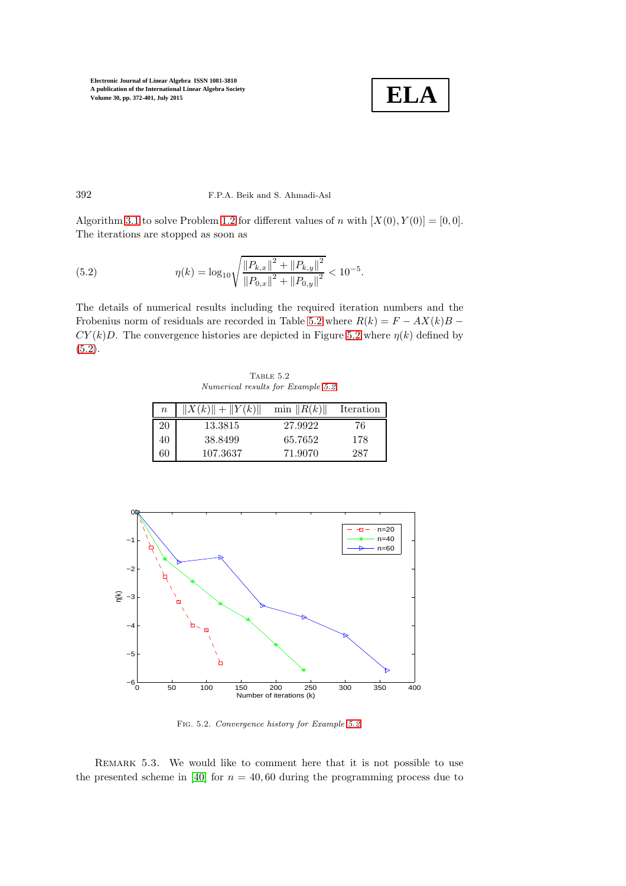Algorithm 3.1 to solve Problem 1.2 for different values of $n$ with $[X(0), Y(0)] = [0, 0]$. The iterations are stopped as soon as

$$\eta(k) = \log_{10} \sqrt{\frac{\|P_{k,x}\|^2 + \|P_{k,y}\|^2}{\|P_{0,x}\|^2 + \|P_{0,y}\|^2}} < 10^{-5}. \tag{5.2}$$

The details of numerical results including the required iteration numbers and the Frobenius norm of residuals are recorded in Table 5.2 where $R(k) = F - AX(k)B - CY(k)D$. The convergence histories are depicted in Figure 5.2 where $\eta(k)$ defined by (5.2).

TABLE 5.2
*Numerical results for Example 5.2*

| $n$ | $\|X(k)\| + \|Y(k)\|$ | min $\|R(k)\|$ | Iteration |
|---|---|---|---|
| 20 | 13.3815 | 27.9922 | 76 |
| 40 | 38.8499 | 65.7652 | 178 |
| 60 | 107.3637 | 71.9070 | 287 |

FIG. 5.2. *Convergence history for Example 5.2*

REMARK 5.3. We would like to comment here that it is not possible to use the presented scheme in [40] for $n = 40, 60$ during the programming process due to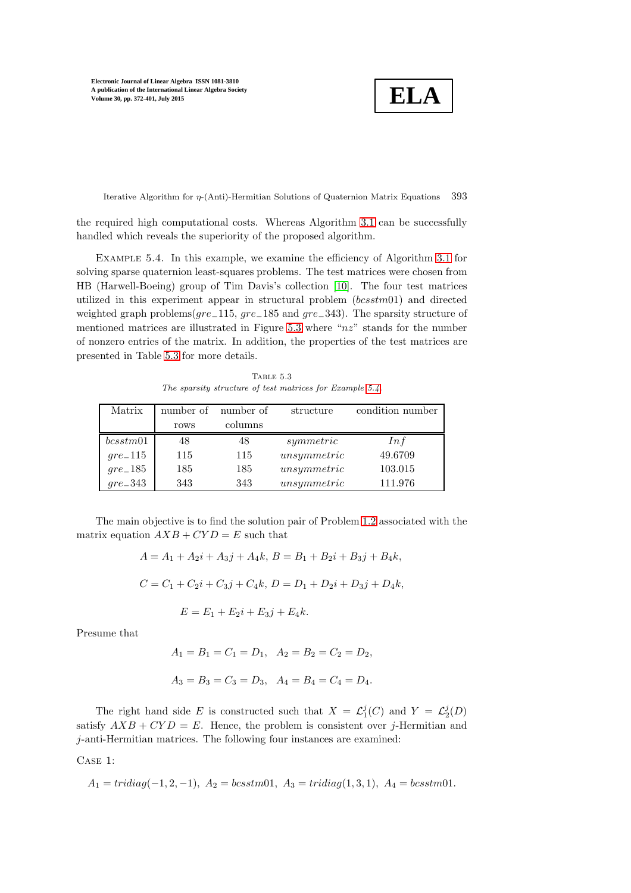the required high computational costs. Whereas Algorithm 3.1 can be successfully handled which reveals the superiority of the proposed algorithm.

Example 5.4. In this example, we examine the efficiency of Algorithm 3.1 for solving sparse quaternion least-squares problems. The test matrices were chosen from HB (Harwell-Boeing) group of Tim Davis's collection [10]. The four test matrices utilized in this experiment appear in structural problem (*bcsstm*01) and directed weighted graph problems(*gre*\_115, *gre*\_185 and *gre*\_343). The sparsity structure of mentioned matrices are illustrated in Figure 5.3 where "*nz*" stands for the number of nonzero entries of the matrix. In addition, the properties of the test matrices are presented in Table 5.3 for more details.

Table 5.3
*The sparsity structure of test matrices for Example 5.4*

| Matrix | number of rows | number of columns | structure | condition number |
|---|---|---|---|---|
| *bcsstm*01 | 48 | 48 | *symmetric* | *Inf* |
| *gre*\_115 | 115 | 115 | *unsymmetric* | 49.6709 |
| *gre*\_185 | 185 | 185 | *unsymmetric* | 103.015 |
| *gre*\_343 | 343 | 343 | *unsymmetric* | 111.976 |

The main objective is to find the solution pair of Problem 1.2 associated with the matrix equation $AXB + CYD = E$ such that

$$A = A_1 + A_2 i + A_3 j + A_4 k,\; B = B_1 + B_2 i + B_3 j + B_4 k,$$

$$C = C_1 + C_2 i + C_3 j + C_4 k,\; D = D_1 + D_2 i + D_3 j + D_4 k,$$

$$E = E_1 + E_2 i + E_3 j + E_4 k.$$

Presume that

$$A_1 = B_1 = C_1 = D_1,\quad A_2 = B_2 = C_2 = D_2,$$

$$A_3 = B_3 = C_3 = D_3,\quad A_4 = B_4 = C_4 = D_4.$$

The right hand side $E$ is constructed such that $X = \mathcal{L}_1^j(C)$ and $Y = \mathcal{L}_2^j(D)$ satisfy $AXB + CYD = E$. Hence, the problem is consistent over $j$-Hermitian and $j$-anti-Hermitian matrices. The following four instances are examined:

Case 1:

$$A_1 = tridiag(-1, 2, -1),\; A_2 = bcsstm01,\; A_3 = tridiag(1, 3, 1),\; A_4 = bcsstm01.$$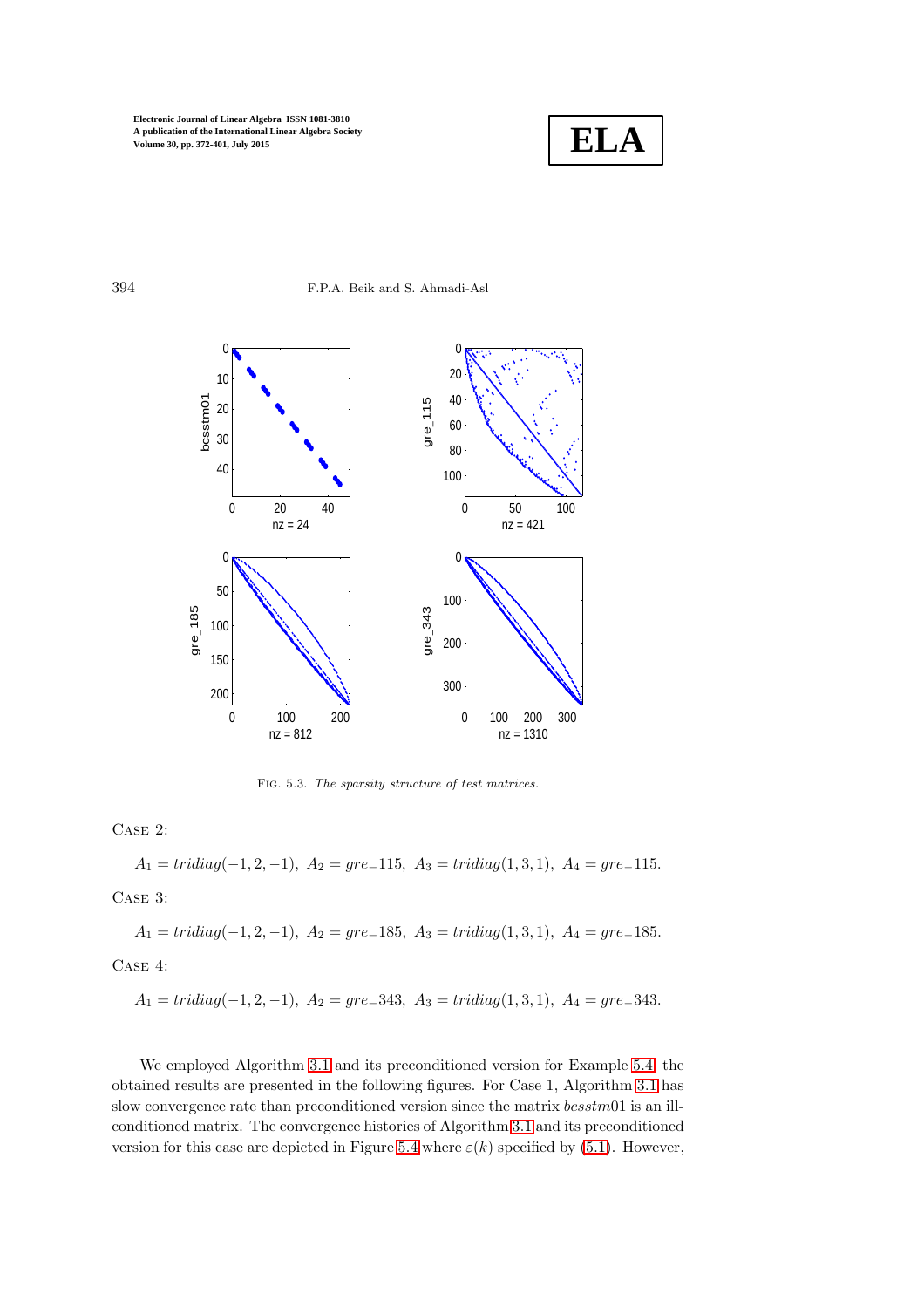Fig. 5.3. *The sparsity structure of test matrices.*

Case 2:

$$A_1 = tridiag(-1,2,-1),\ A_2 = gre\_115,\ A_3 = tridiag(1,3,1),\ A_4 = gre\_115.$$

Case 3:

$$A_1 = tridiag(-1,2,-1),\ A_2 = gre\_185,\ A_3 = tridiag(1,3,1),\ A_4 = gre\_185.$$

Case 4:

$$A_1 = tridiag(-1,2,-1),\ A_2 = gre\_343,\ A_3 = tridiag(1,3,1),\ A_4 = gre\_343.$$

We employed Algorithm 3.1 and its preconditioned version for Example 5.4, the obtained results are presented in the following figures. For Case 1, Algorithm 3.1 has slow convergence rate than preconditioned version since the matrix *bcsstm*01 is an ill-conditioned matrix. The convergence histories of Algorithm 3.1 and its preconditioned version for this case are depicted in Figure 5.4 where $\varepsilon(k)$ specified by (5.1). However,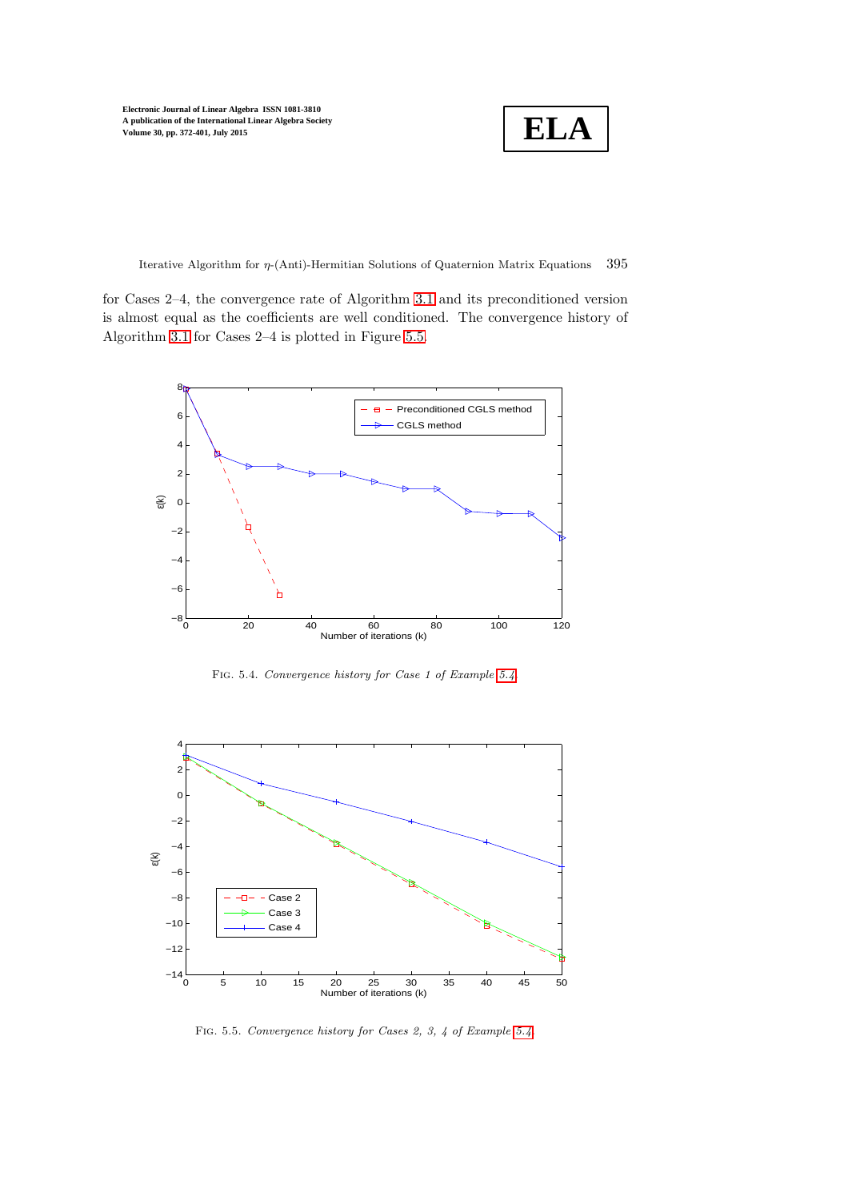for Cases 2–4, the convergence rate of Algorithm 3.1 and its preconditioned version is almost equal as the coefficients are well conditioned. The convergence history of Algorithm 3.1 for Cases 2–4 is plotted in Figure 5.5.

FIG. 5.4. *Convergence history for Case 1 of Example 5.4.*

FIG. 5.5. *Convergence history for Cases 2, 3, 4 of Example 5.4.*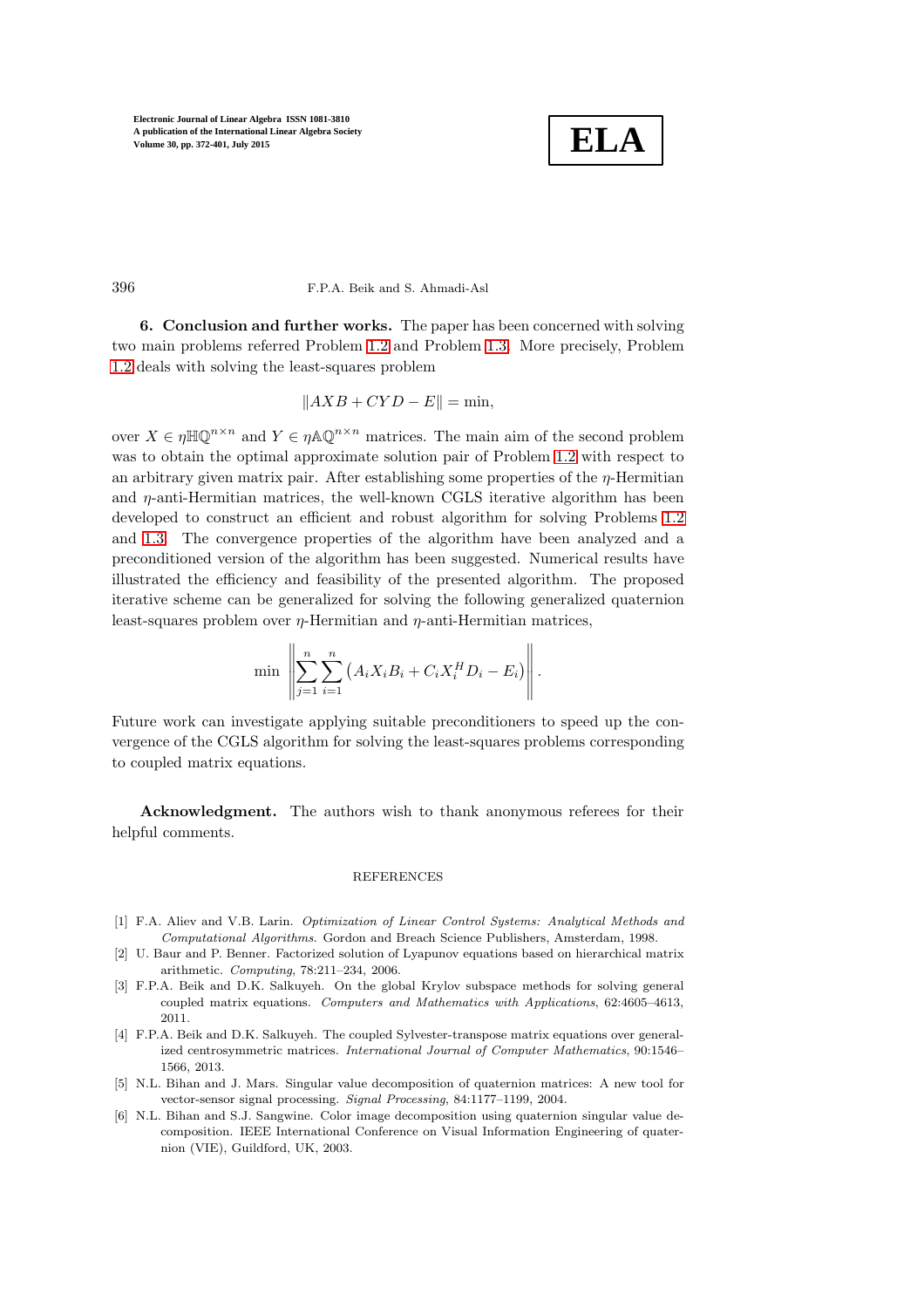## 6. Conclusion and further works.

The paper has been concerned with solving two main problems referred Problem 1.2 and Problem 1.3. More precisely, Problem 1.2 deals with solving the least-squares problem

$$\|AXB + CYD - E\| = \min,$$

over $X \in \eta\mathbb{HQ}^{n\times n}$ and $Y \in \eta\mathbb{AQ}^{n\times n}$ matrices. The main aim of the second problem was to obtain the optimal approximate solution pair of Problem 1.2 with respect to an arbitrary given matrix pair. After establishing some properties of the $\eta$-Hermitian and $\eta$-anti-Hermitian matrices, the well-known CGLS iterative algorithm has been developed to construct an efficient and robust algorithm for solving Problems 1.2 and 1.3. The convergence properties of the algorithm have been analyzed and a preconditioned version of the algorithm has been suggested. Numerical results have illustrated the efficiency and feasibility of the presented algorithm. The proposed iterative scheme can be generalized for solving the following generalized quaternion least-squares problem over $\eta$-Hermitian and $\eta$-anti-Hermitian matrices,

$$\min \left\| \sum_{j=1}^{n} \sum_{i=1}^{n} \left( A_i X_i B_i + C_i X_i^H D_i - E_i \right) \right\|.$$

Future work can investigate applying suitable preconditioners to speed up the convergence of the CGLS algorithm for solving the least-squares problems corresponding to coupled matrix equations.

**Acknowledgment.** The authors wish to thank anonymous referees for their helpful comments.

## REFERENCES

[1] F.A. Aliev and V.B. Larin. *Optimization of Linear Control Systems: Analytical Methods and Computational Algorithms*. Gordon and Breach Science Publishers, Amsterdam, 1998.

[2] U. Baur and P. Benner. Factorized solution of Lyapunov equations based on hierarchical matrix arithmetic. *Computing*, 78:211–234, 2006.

[3] F.P.A. Beik and D.K. Salkuyeh. On the global Krylov subspace methods for solving general coupled matrix equations. *Computers and Mathematics with Applications*, 62:4605–4613, 2011.

[4] F.P.A. Beik and D.K. Salkuyeh. The coupled Sylvester-transpose matrix equations over generalized centrosymmetric matrices. *International Journal of Computer Mathematics*, 90:1546–1566, 2013.

[5] N.L. Bihan and J. Mars. Singular value decomposition of quaternion matrices: A new tool for vector-sensor signal processing. *Signal Processing*, 84:1177–1199, 2004.

[6] N.L. Bihan and S.J. Sangwine. Color image decomposition using quaternion singular value decomposition. IEEE International Conference on Visual Information Engineering of quaternion (VIE), Guildford, UK, 2003.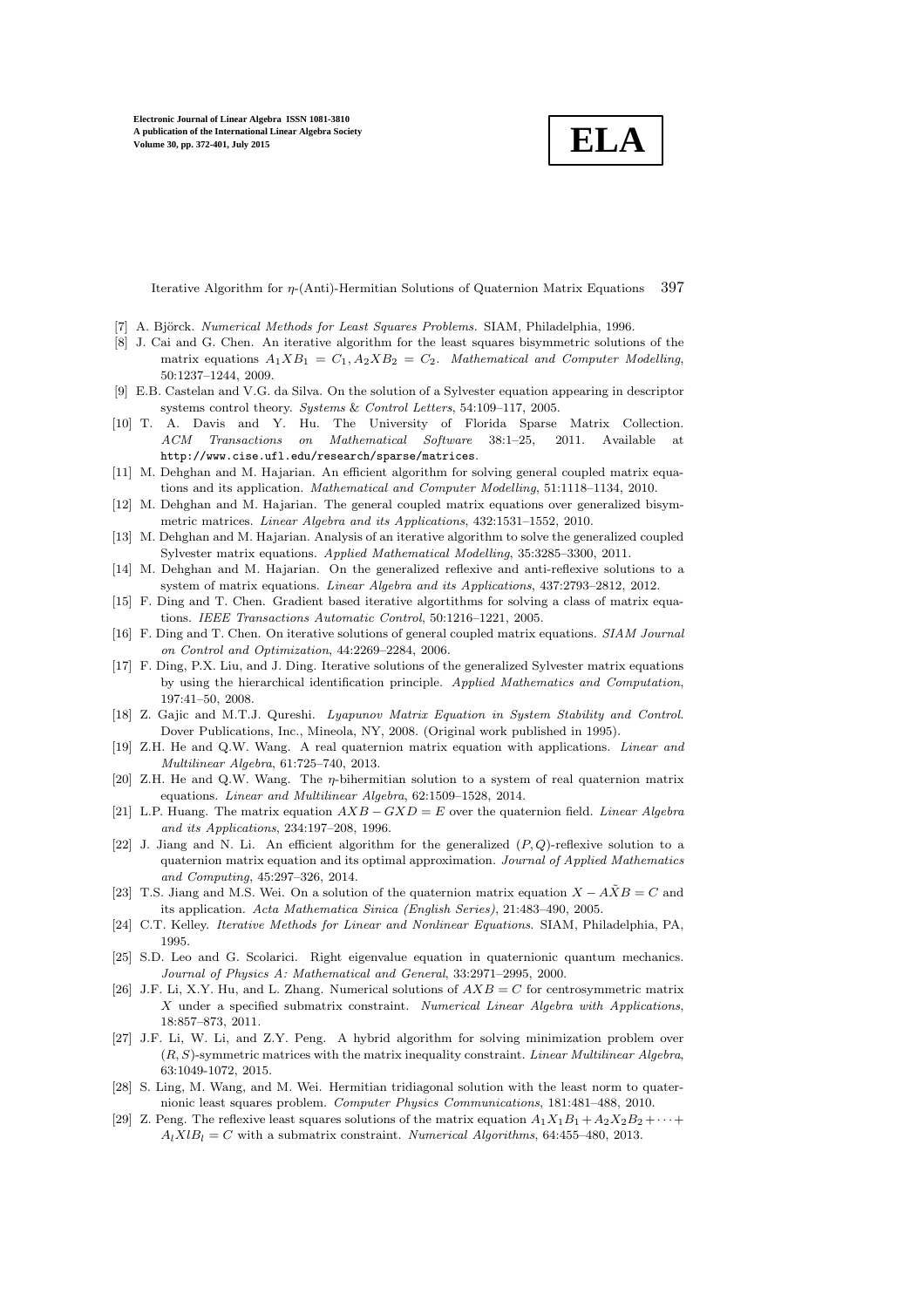[7] A. Björck. *Numerical Methods for Least Squares Problems.* SIAM, Philadelphia, 1996.

[8] J. Cai and G. Chen. An iterative algorithm for the least squares bisymmetric solutions of the matrix equations $A_1XB_1 = C_1, A_2XB_2 = C_2$. *Mathematical and Computer Modelling*, 50:1237–1244, 2009.

[9] E.B. Castelan and V.G. da Silva. On the solution of a Sylvester equation appearing in descriptor systems control theory. *Systems & Control Letters*, 54:109–117, 2005.

[10] T. A. Davis and Y. Hu. The University of Florida Sparse Matrix Collection. *ACM Transactions on Mathematical Software* 38:1–25, 2011. Available at http://www.cise.ufl.edu/research/sparse/matrices.

[11] M. Dehghan and M. Hajarian. An efficient algorithm for solving general coupled matrix equations and its application. *Mathematical and Computer Modelling*, 51:1118–1134, 2010.

[12] M. Dehghan and M. Hajarian. The general coupled matrix equations over generalized bisymmetric matrices. *Linear Algebra and its Applications*, 432:1531–1552, 2010.

[13] M. Dehghan and M. Hajarian. Analysis of an iterative algorithm to solve the generalized coupled Sylvester matrix equations. *Applied Mathematical Modelling*, 35:3285–3300, 2011.

[14] M. Dehghan and M. Hajarian. On the generalized reflexive and anti-reflexive solutions to a system of matrix equations. *Linear Algebra and its Applications*, 437:2793–2812, 2012.

[15] F. Ding and T. Chen. Gradient based iterative algortithms for solving a class of matrix equations. *IEEE Transactions Automatic Control*, 50:1216–1221, 2005.

[16] F. Ding and T. Chen. On iterative solutions of general coupled matrix equations. *SIAM Journal on Control and Optimization*, 44:2269–2284, 2006.

[17] F. Ding, P.X. Liu, and J. Ding. Iterative solutions of the generalized Sylvester matrix equations by using the hierarchical identification principle. *Applied Mathematics and Computation*, 197:41–50, 2008.

[18] Z. Gajic and M.T.J. Qureshi. *Lyapunov Matrix Equation in System Stability and Control.* Dover Publications, Inc., Mineola, NY, 2008. (Original work published in 1995).

[19] Z.H. He and Q.W. Wang. A real quaternion matrix equation with applications. *Linear and Multilinear Algebra*, 61:725–740, 2013.

[20] Z.H. He and Q.W. Wang. The $\eta$-bihermitian solution to a system of real quaternion matrix equations. *Linear and Multilinear Algebra*, 62:1509–1528, 2014.

[21] L.P. Huang. The matrix equation $AXB - GXD = E$ over the quaternion field. *Linear Algebra and its Applications*, 234:197–208, 1996.

[22] J. Jiang and N. Li. An efficient algorithm for the generalized $(P,Q)$-reflexive solution to a quaternion matrix equation and its optimal approximation. *Journal of Applied Mathematics and Computing*, 45:297–326, 2014.

[23] T.S. Jiang and M.S. Wei. On a solution of the quaternion matrix equation $X - A\tilde{X}B = C$ and its application. *Acta Mathematica Sinica (English Series)*, 21:483–490, 2005.

[24] C.T. Kelley. *Iterative Methods for Linear and Nonlinear Equations.* SIAM, Philadelphia, PA, 1995.

[25] S.D. Leo and G. Scolarici. Right eigenvalue equation in quaternionic quantum mechanics. *Journal of Physics A: Mathematical and General*, 33:2971–2995, 2000.

[26] J.F. Li, X.Y. Hu, and L. Zhang. Numerical solutions of $AXB = C$ for centrosymmetric matrix $X$ under a specified submatrix constraint. *Numerical Linear Algebra with Applications*, 18:857–873, 2011.

[27] J.F. Li, W. Li, and Z.Y. Peng. A hybrid algorithm for solving minimization problem over $(R,S)$-symmetric matrices with the matrix inequality constraint. *Linear Multilinear Algebra*, 63:1049-1072, 2015.

[28] S. Ling, M. Wang, and M. Wei. Hermitian tridiagonal solution with the least norm to quaternionic least squares problem. *Computer Physics Communications*, 181:481–488, 2010.

[29] Z. Peng. The reflexive least squares solutions of the matrix equation $A_1X_1B_1 + A_2X_2B_2 + \cdots + A_lXlB_l = C$ with a submatrix constraint. *Numerical Algorithms*, 64:455–480, 2013.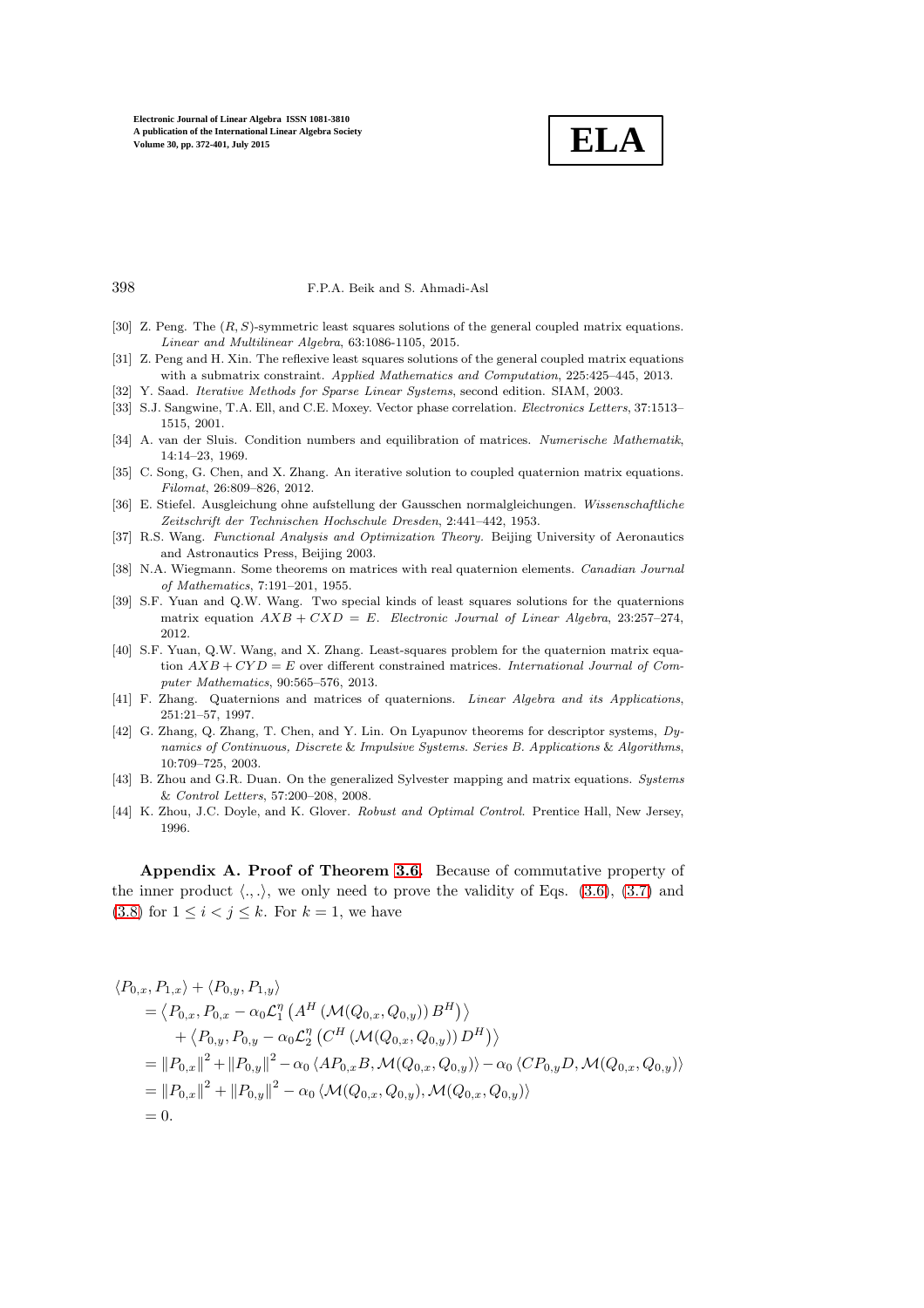[30] Z. Peng. The $(R,S)$-symmetric least squares solutions of the general coupled matrix equations. *Linear and Multilinear Algebra*, 63:1086-1105, 2015.

[31] Z. Peng and H. Xin. The reflexive least squares solutions of the general coupled matrix equations with a submatrix constraint. *Applied Mathematics and Computation*, 225:425–445, 2013.

[32] Y. Saad. *Iterative Methods for Sparse Linear Systems*, second edition. SIAM, 2003.

[33] S.J. Sangwine, T.A. Ell, and C.E. Moxey. Vector phase correlation. *Electronics Letters*, 37:1513–1515, 2001.

[34] A. van der Sluis. Condition numbers and equilibration of matrices. *Numerische Mathematik*, 14:14–23, 1969.

[35] C. Song, G. Chen, and X. Zhang. An iterative solution to coupled quaternion matrix equations. *Filomat*, 26:809–826, 2012.

[36] E. Stiefel. Ausgleichung ohne aufstellung der Gausschen normalgleichungen. *Wissenschaftliche Zeitschrift der Technischen Hochschule Dresden*, 2:441–442, 1953.

[37] R.S. Wang. *Functional Analysis and Optimization Theory*. Beijing University of Aeronautics and Astronautics Press, Beijing 2003.

[38] N.A. Wiegmann. Some theorems on matrices with real quaternion elements. *Canadian Journal of Mathematics*, 7:191–201, 1955.

[39] S.F. Yuan and Q.W. Wang. Two special kinds of least squares solutions for the quaternions matrix equation $AXB + CXD = E$. *Electronic Journal of Linear Algebra*, 23:257–274, 2012.

[40] S.F. Yuan, Q.W. Wang, and X. Zhang. Least-squares problem for the quaternion matrix equation $AXB + CYD = E$ over different constrained matrices. *International Journal of Computer Mathematics*, 90:565–576, 2013.

[41] F. Zhang. Quaternions and matrices of quaternions. *Linear Algebra and its Applications*, 251:21–57, 1997.

[42] G. Zhang, Q. Zhang, T. Chen, and Y. Lin. On Lyapunov theorems for descriptor systems, *Dynamics of Continuous, Discrete & Impulsive Systems. Series B. Applications & Algorithms*, 10:709–725, 2003.

[43] B. Zhou and G.R. Duan. On the generalized Sylvester mapping and matrix equations. *Systems & Control Letters*, 57:200–208, 2008.

[44] K. Zhou, J.C. Doyle, and K. Glover. *Robust and Optimal Control*. Prentice Hall, New Jersey, 1996.

**Appendix A. Proof of Theorem 3.6.** Because of commutative property of the inner product $\langle .,. \rangle$, we only need to prove the validity of Eqs. (3.6), (3.7) and (3.8) for $1 \le i < j \le k$. For $k = 1$, we have

$$
\begin{aligned}
&\langle P_{0,x}, P_{1,x} \rangle + \langle P_{0,y}, P_{1,y} \rangle \\
&\quad = \left\langle P_{0,x}, P_{0,x} - \alpha_0 \mathcal{L}_1^{\eta} \left( A^H \left( \mathcal{M}(Q_{0,x}, Q_{0,y}) \right) B^H \right) \right\rangle \\
&\qquad + \left\langle P_{0,y}, P_{0,y} - \alpha_0 \mathcal{L}_2^{\eta} \left( C^H \left( \mathcal{M}(Q_{0,x}, Q_{0,y}) \right) D^H \right) \right\rangle \\
&\quad = \left\| P_{0,x} \right\|^2 + \left\| P_{0,y} \right\|^2 - \alpha_0 \left\langle A P_{0,x} B, \mathcal{M}(Q_{0,x}, Q_{0,y}) \right\rangle - \alpha_0 \left\langle C P_{0,y} D, \mathcal{M}(Q_{0,x}, Q_{0,y}) \right\rangle \\
&\quad = \left\| P_{0,x} \right\|^2 + \left\| P_{0,y} \right\|^2 - \alpha_0 \left\langle \mathcal{M}(Q_{0,x}, Q_{0,y}), \mathcal{M}(Q_{0,x}, Q_{0,y}) \right\rangle \\
&\quad = 0.
\end{aligned}
$$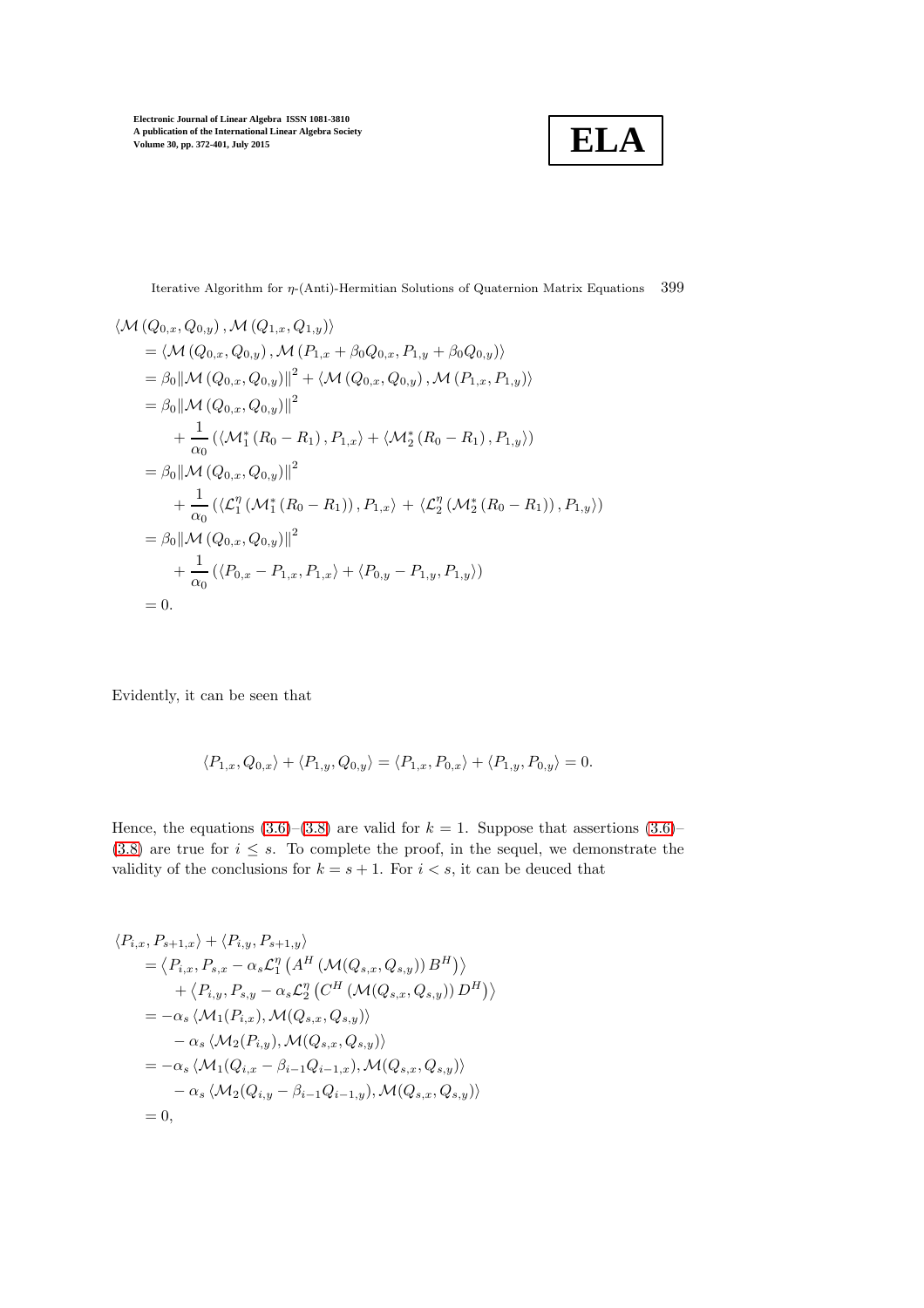$$
\begin{aligned}
&\langle \mathcal{M}(Q_{0,x}, Q_{0,y}), \mathcal{M}(Q_{1,x}, Q_{1,y})\rangle \\
&= \langle \mathcal{M}(Q_{0,x}, Q_{0,y}), \mathcal{M}(P_{1,x} + \beta_0 Q_{0,x}, P_{1,y} + \beta_0 Q_{0,y})\rangle \\
&= \beta_0 \|\mathcal{M}(Q_{0,x}, Q_{0,y})\|^2 + \langle \mathcal{M}(Q_{0,x}, Q_{0,y}), \mathcal{M}(P_{1,x}, P_{1,y})\rangle \\
&= \beta_0 \|\mathcal{M}(Q_{0,x}, Q_{0,y})\|^2 \\
&\quad + \frac{1}{\alpha_0}\left(\langle \mathcal{M}_1^*(R_0 - R_1), P_{1,x}\rangle + \langle \mathcal{M}_2^*(R_0 - R_1), P_{1,y}\rangle\right) \\
&= \beta_0 \|\mathcal{M}(Q_{0,x}, Q_{0,y})\|^2 \\
&\quad + \frac{1}{\alpha_0}\left(\langle \mathcal{L}_1^\eta(\mathcal{M}_1^*(R_0 - R_1)), P_{1,x}\rangle + \langle \mathcal{L}_2^\eta(\mathcal{M}_2^*(R_0 - R_1)), P_{1,y}\rangle\right) \\
&= \beta_0 \|\mathcal{M}(Q_{0,x}, Q_{0,y})\|^2 \\
&\quad + \frac{1}{\alpha_0}\left(\langle P_{0,x} - P_{1,x}, P_{1,x}\rangle + \langle P_{0,y} - P_{1,y}, P_{1,y}\rangle\right) \\
&= 0.
\end{aligned}
$$

Evidently, it can be seen that

$$
\langle P_{1,x}, Q_{0,x}\rangle + \langle P_{1,y}, Q_{0,y}\rangle = \langle P_{1,x}, P_{0,x}\rangle + \langle P_{1,y}, P_{0,y}\rangle = 0.
$$

Hence, the equations (3.6)–(3.8) are valid for $k = 1$. Suppose that assertions (3.6)–(3.8) are true for $i \leq s$. To complete the proof, in the sequel, we demonstrate the validity of the conclusions for $k = s + 1$. For $i < s$, it can be deduced that

$$
\begin{aligned}
&\langle P_{i,x}, P_{s+1,x}\rangle + \langle P_{i,y}, P_{s+1,y}\rangle \\
&= \left\langle P_{i,x}, P_{s,x} - \alpha_s \mathcal{L}_1^\eta\left(A^H\left(\mathcal{M}(Q_{s,x}, Q_{s,y})\right)B^H\right)\right\rangle \\
&\quad + \left\langle P_{i,y}, P_{s,y} - \alpha_s \mathcal{L}_2^\eta\left(C^H\left(\mathcal{M}(Q_{s,x}, Q_{s,y})\right)D^H\right)\right\rangle \\
&= -\alpha_s \langle \mathcal{M}_1(P_{i,x}), \mathcal{M}(Q_{s,x}, Q_{s,y})\rangle \\
&\quad - \alpha_s \langle \mathcal{M}_2(P_{i,y}), \mathcal{M}(Q_{s,x}, Q_{s,y})\rangle \\
&= -\alpha_s \langle \mathcal{M}_1(Q_{i,x} - \beta_{i-1}Q_{i-1,x}), \mathcal{M}(Q_{s,x}, Q_{s,y})\rangle \\
&\quad - \alpha_s \langle \mathcal{M}_2(Q_{i,y} - \beta_{i-1}Q_{i-1,y}), \mathcal{M}(Q_{s,x}, Q_{s,y})\rangle \\
&= 0,
\end{aligned}
$$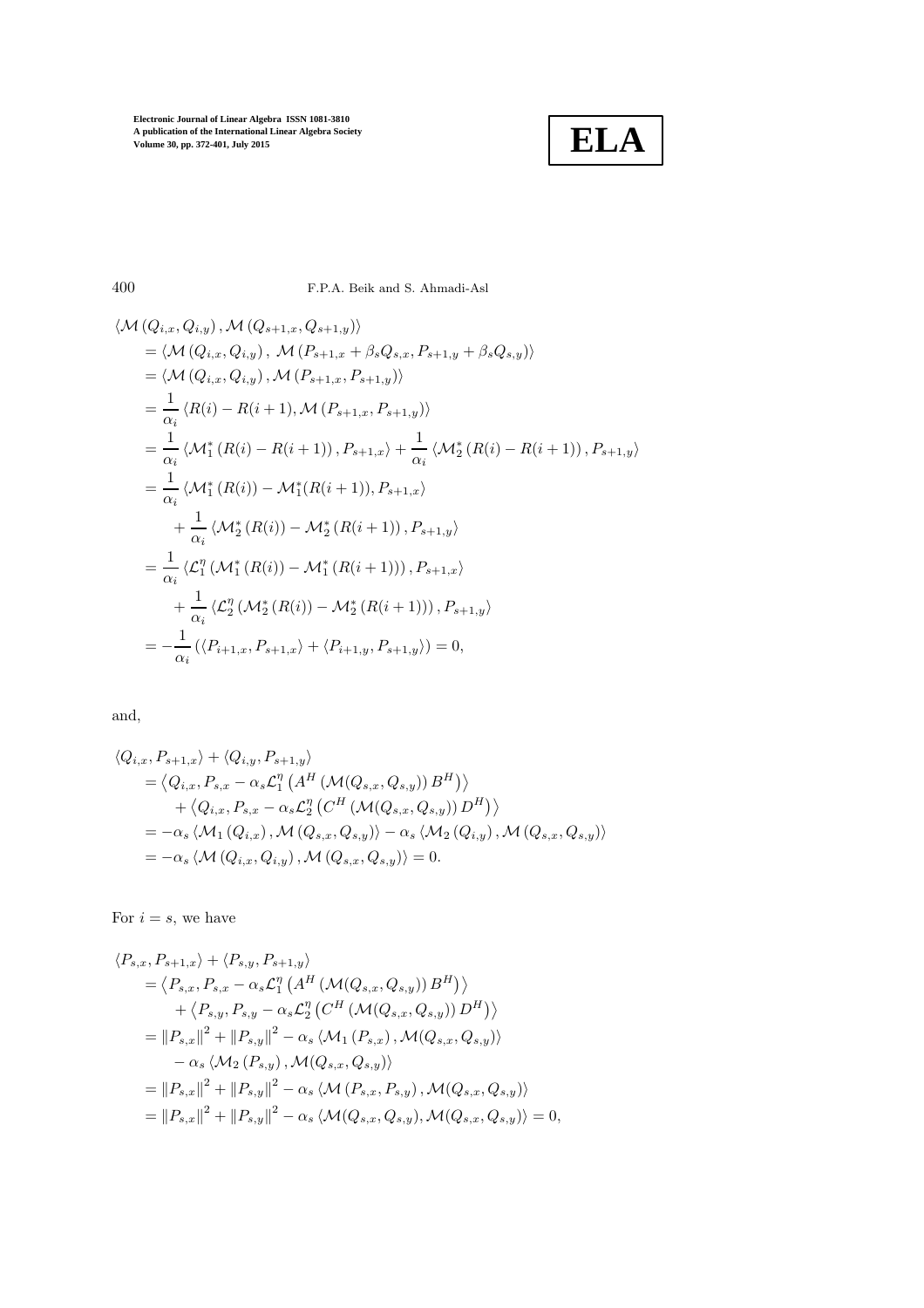$$
\begin{aligned}
&\langle \mathcal{M}\left(Q_{i,x}, Q_{i,y}\right), \mathcal{M}\left(Q_{s+1,x}, Q_{s+1,y}\right)\rangle \\
&= \langle \mathcal{M}\left(Q_{i,x}, Q_{i,y}\right),\ \mathcal{M}\left(P_{s+1,x} + \beta_s Q_{s,x}, P_{s+1,y} + \beta_s Q_{s,y}\right)\rangle \\
&= \langle \mathcal{M}\left(Q_{i,x}, Q_{i,y}\right), \mathcal{M}\left(P_{s+1,x}, P_{s+1,y}\right)\rangle \\
&= \frac{1}{\alpha_i} \langle R(i) - R(i+1), \mathcal{M}\left(P_{s+1,x}, P_{s+1,y}\right)\rangle \\
&= \frac{1}{\alpha_i} \langle \mathcal{M}_1^*\left(R(i) - R(i+1)\right), P_{s+1,x}\rangle + \frac{1}{\alpha_i} \langle \mathcal{M}_2^*\left(R(i) - R(i+1)\right), P_{s+1,y}\rangle \\
&= \frac{1}{\alpha_i} \langle \mathcal{M}_1^*\left(R(i)\right) - \mathcal{M}_1^*(R(i+1)), P_{s+1,x}\rangle \\
&\quad + \frac{1}{\alpha_i} \langle \mathcal{M}_2^*\left(R(i)\right) - \mathcal{M}_2^*\left(R(i+1)\right), P_{s+1,y}\rangle \\
&= \frac{1}{\alpha_i} \langle \mathcal{L}_1^\eta\left(\mathcal{M}_1^*\left(R(i)\right) - \mathcal{M}_1^*\left(R(i+1)\right)\right), P_{s+1,x}\rangle \\
&\quad + \frac{1}{\alpha_i} \langle \mathcal{L}_2^\eta\left(\mathcal{M}_2^*\left(R(i)\right) - \mathcal{M}_2^*\left(R(i+1)\right)\right), P_{s+1,y}\rangle \\
&= -\frac{1}{\alpha_i}\left(\langle P_{i+1,x}, P_{s+1,x}\rangle + \langle P_{i+1,y}, P_{s+1,y}\rangle\right) = 0,
\end{aligned}
$$

and,

$$
\begin{aligned}
&\langle Q_{i,x}, P_{s+1,x}\rangle + \langle Q_{i,y}, P_{s+1,y}\rangle \\
&= \left\langle Q_{i,x}, P_{s,x} - \alpha_s \mathcal{L}_1^\eta\left(A^H\left(\mathcal{M}(Q_{s,x}, Q_{s,y})\right)B^H\right)\right\rangle \\
&\quad + \left\langle Q_{i,x}, P_{s,x} - \alpha_s \mathcal{L}_2^\eta\left(C^H\left(\mathcal{M}(Q_{s,x}, Q_{s,y})\right)D^H\right)\right\rangle \\
&= -\alpha_s \langle \mathcal{M}_1\left(Q_{i,x}\right), \mathcal{M}\left(Q_{s,x}, Q_{s,y}\right)\rangle - \alpha_s \langle \mathcal{M}_2\left(Q_{i,y}\right), \mathcal{M}\left(Q_{s,x}, Q_{s,y}\right)\rangle \\
&= -\alpha_s \langle \mathcal{M}\left(Q_{i,x}, Q_{i,y}\right), \mathcal{M}\left(Q_{s,x}, Q_{s,y}\right)\rangle = 0.
\end{aligned}
$$

For $i = s$, we have

$$
\begin{aligned}
&\langle P_{s,x}, P_{s+1,x}\rangle + \langle P_{s,y}, P_{s+1,y}\rangle \\
&= \left\langle P_{s,x}, P_{s,x} - \alpha_s \mathcal{L}_1^\eta\left(A^H\left(\mathcal{M}(Q_{s,x}, Q_{s,y})\right)B^H\right)\right\rangle \\
&\quad + \left\langle P_{s,y}, P_{s,y} - \alpha_s \mathcal{L}_2^\eta\left(C^H\left(\mathcal{M}(Q_{s,x}, Q_{s,y})\right)D^H\right)\right\rangle \\
&= \left\|P_{s,x}\right\|^2 + \left\|P_{s,y}\right\|^2 - \alpha_s \langle \mathcal{M}_1\left(P_{s,x}\right), \mathcal{M}(Q_{s,x}, Q_{s,y})\rangle \\
&\quad - \alpha_s \langle \mathcal{M}_2\left(P_{s,y}\right), \mathcal{M}(Q_{s,x}, Q_{s,y})\rangle \\
&= \left\|P_{s,x}\right\|^2 + \left\|P_{s,y}\right\|^2 - \alpha_s \langle \mathcal{M}\left(P_{s,x}, P_{s,y}\right), \mathcal{M}(Q_{s,x}, Q_{s,y})\rangle \\
&= \left\|P_{s,x}\right\|^2 + \left\|P_{s,y}\right\|^2 - \alpha_s \langle \mathcal{M}(Q_{s,x}, Q_{s,y}), \mathcal{M}(Q_{s,x}, Q_{s,y})\rangle = 0,
\end{aligned}
$$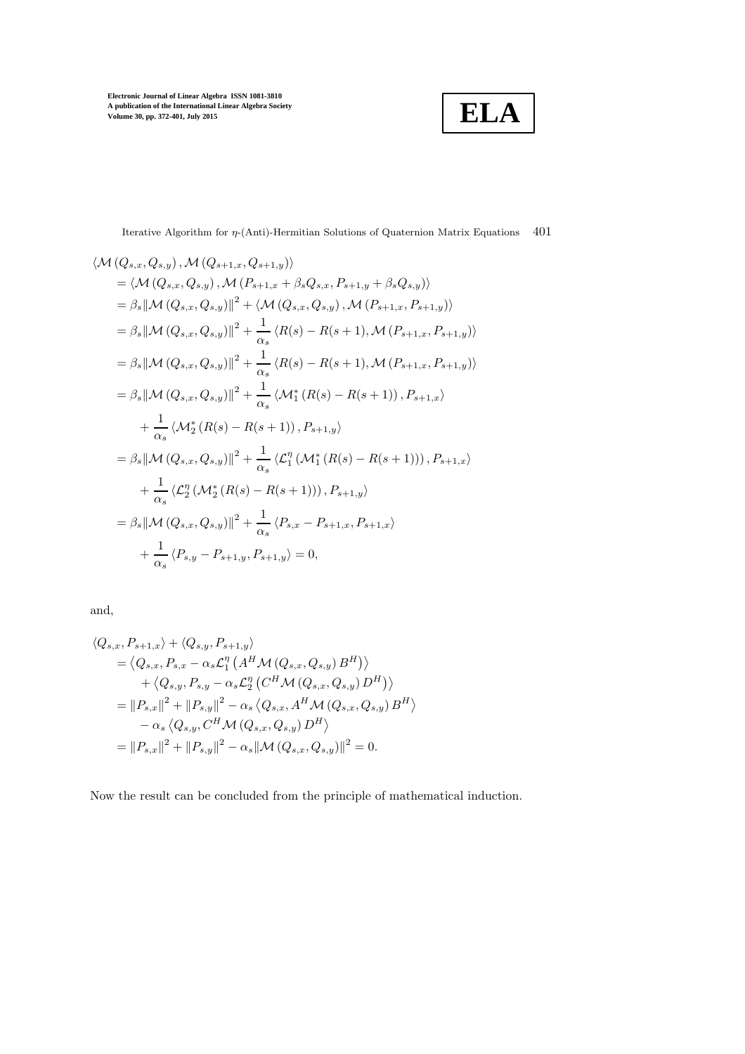$$
\begin{aligned}
&\langle \mathcal{M}(Q_{s,x}, Q_{s,y}), \mathcal{M}(Q_{s+1,x}, Q_{s+1,y}) \rangle \\
&= \langle \mathcal{M}(Q_{s,x}, Q_{s,y}), \mathcal{M}(P_{s+1,x} + \beta_s Q_{s,x}, P_{s+1,y} + \beta_s Q_{s,y}) \rangle \\
&= \beta_s \|\mathcal{M}(Q_{s,x}, Q_{s,y})\|^2 + \langle \mathcal{M}(Q_{s,x}, Q_{s,y}), \mathcal{M}(P_{s+1,x}, P_{s+1,y}) \rangle \\
&= \beta_s \|\mathcal{M}(Q_{s,x}, Q_{s,y})\|^2 + \frac{1}{\alpha_s} \langle R(s) - R(s+1), \mathcal{M}(P_{s+1,x}, P_{s+1,y}) \rangle \\
&= \beta_s \|\mathcal{M}(Q_{s,x}, Q_{s,y})\|^2 + \frac{1}{\alpha_s} \langle R(s) - R(s+1), \mathcal{M}(P_{s+1,x}, P_{s+1,y}) \rangle \\
&= \beta_s \|\mathcal{M}(Q_{s,x}, Q_{s,y})\|^2 + \frac{1}{\alpha_s} \langle \mathcal{M}_1^*(R(s) - R(s+1)), P_{s+1,x} \rangle \\
&\quad + \frac{1}{\alpha_s} \langle \mathcal{M}_2^*(R(s) - R(s+1)), P_{s+1,y} \rangle \\
&= \beta_s \|\mathcal{M}(Q_{s,x}, Q_{s,y})\|^2 + \frac{1}{\alpha_s} \langle \mathcal{L}_1^\eta(\mathcal{M}_1^*(R(s) - R(s+1))), P_{s+1,x} \rangle \\
&\quad + \frac{1}{\alpha_s} \langle \mathcal{L}_2^\eta(\mathcal{M}_2^*(R(s) - R(s+1))), P_{s+1,y} \rangle \\
&= \beta_s \|\mathcal{M}(Q_{s,x}, Q_{s,y})\|^2 + \frac{1}{\alpha_s} \langle P_{s,x} - P_{s+1,x}, P_{s+1,x} \rangle \\
&\quad + \frac{1}{\alpha_s} \langle P_{s,y} - P_{s+1,y}, P_{s+1,y} \rangle = 0,
\end{aligned}
$$

and,

$$
\begin{aligned}
&\langle Q_{s,x}, P_{s+1,x} \rangle + \langle Q_{s,y}, P_{s+1,y} \rangle \\
&= \left\langle Q_{s,x}, P_{s,x} - \alpha_s \mathcal{L}_1^\eta\left(A^H \mathcal{M}(Q_{s,x}, Q_{s,y}) B^H\right) \right\rangle \\
&\quad + \left\langle Q_{s,y}, P_{s,y} - \alpha_s \mathcal{L}_2^\eta\left(C^H \mathcal{M}(Q_{s,x}, Q_{s,y}) D^H\right) \right\rangle \\
&= \|P_{s,x}\|^2 + \|P_{s,y}\|^2 - \alpha_s \left\langle Q_{s,x}, A^H \mathcal{M}(Q_{s,x}, Q_{s,y}) B^H \right\rangle \\
&\quad - \alpha_s \left\langle Q_{s,y}, C^H \mathcal{M}(Q_{s,x}, Q_{s,y}) D^H \right\rangle \\
&= \|P_{s,x}\|^2 + \|P_{s,y}\|^2 - \alpha_s \|\mathcal{M}(Q_{s,x}, Q_{s,y})\|^2 = 0.
\end{aligned}
$$

Now the result can be concluded from the principle of mathematical induction.